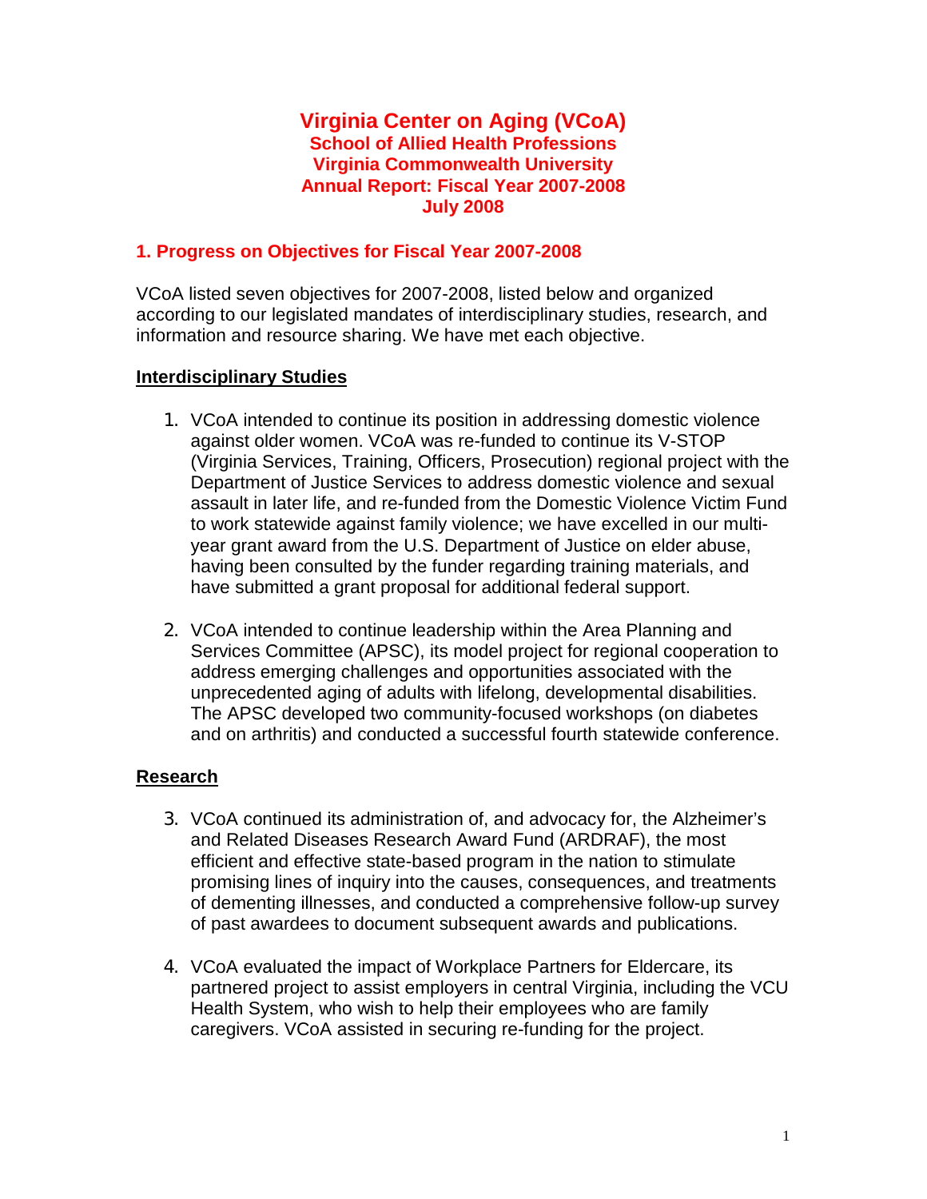# Virginia Center on Aging (VCoA)

### School of Allied Health Professions
### Virginia Commonwealth University
### Annual Report: Fiscal Year 2007-2008
### July 2008

## 1. Progress on Objectives for Fiscal Year 2007-2008

VCoA listed seven objectives for 2007-2008, listed below and organized according to our legislated mandates of interdisciplinary studies, research, and information and resource sharing. We have met each objective.

### Interdisciplinary Studies

1. VCoA intended to continue its position in addressing domestic violence against older women. VCoA was re-funded to continue its V-STOP (Virginia Services, Training, Officers, Prosecution) regional project with the Department of Justice Services to address domestic violence and sexual assault in later life, and re-funded from the Domestic Violence Victim Fund to work statewide against family violence; we have excelled in our multi-year grant award from the U.S. Department of Justice on elder abuse, having been consulted by the funder regarding training materials, and have submitted a grant proposal for additional federal support.

2. VCoA intended to continue leadership within the Area Planning and Services Committee (APSC), its model project for regional cooperation to address emerging challenges and opportunities associated with the unprecedented aging of adults with lifelong, developmental disabilities. The APSC developed two community-focused workshops (on diabetes and on arthritis) and conducted a successful fourth statewide conference.

### Research

3. VCoA continued its administration of, and advocacy for, the Alzheimer's and Related Diseases Research Award Fund (ARDRAF), the most efficient and effective state-based program in the nation to stimulate promising lines of inquiry into the causes, consequences, and treatments of dementing illnesses, and conducted a comprehensive follow-up survey of past awardees to document subsequent awards and publications.

4. VCoA evaluated the impact of Workplace Partners for Eldercare, its partnered project to assist employers in central Virginia, including the VCU Health System, who wish to help their employees who are family caregivers. VCoA assisted in securing re-funding for the project.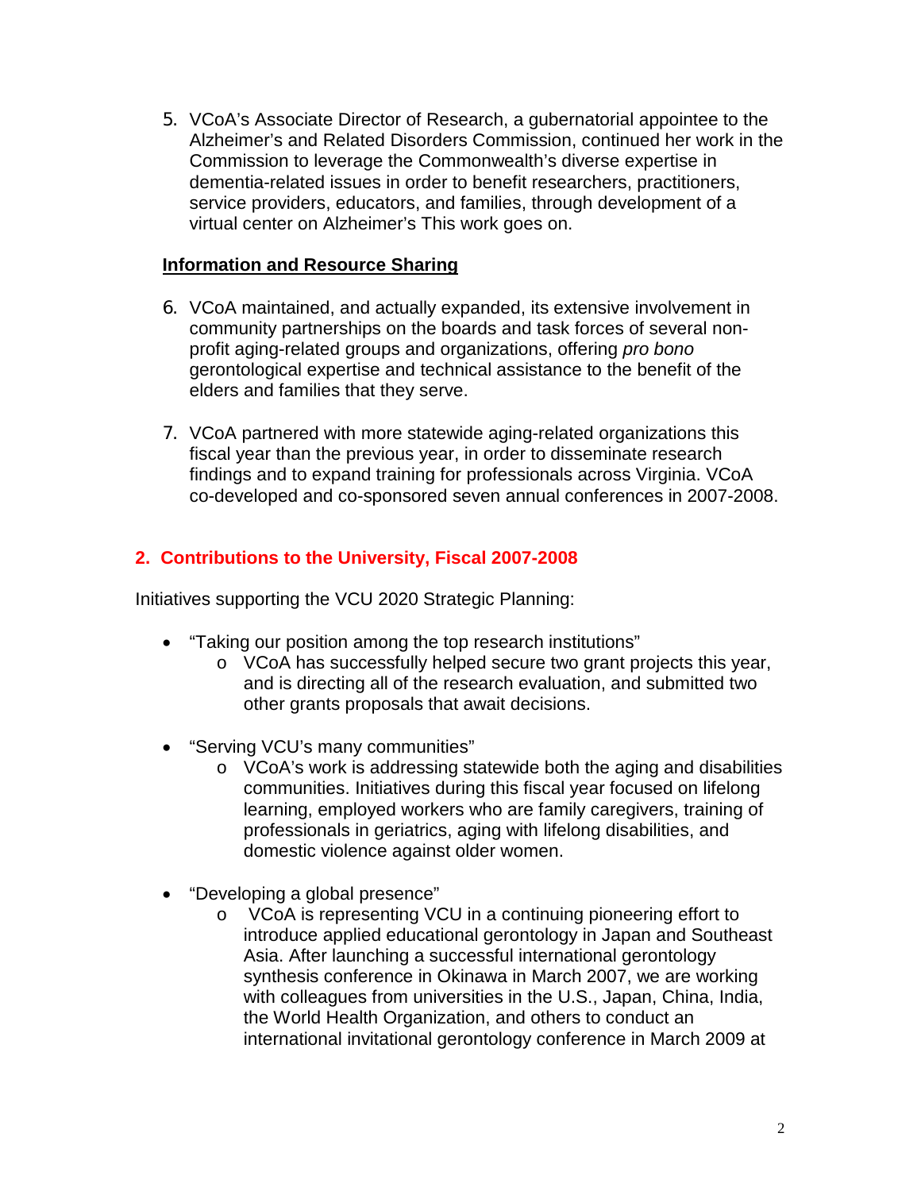5. VCoA's Associate Director of Research, a gubernatorial appointee to the Alzheimer's and Related Disorders Commission, continued her work in the Commission to leverage the Commonwealth's diverse expertise in dementia-related issues in order to benefit researchers, practitioners, service providers, educators, and families, through development of a virtual center on Alzheimer's This work goes on.

**Information and Resource Sharing**

6. VCoA maintained, and actually expanded, its extensive involvement in community partnerships on the boards and task forces of several non-profit aging-related groups and organizations, offering *pro bono* gerontological expertise and technical assistance to the benefit of the elders and families that they serve.

7. VCoA partnered with more statewide aging-related organizations this fiscal year than the previous year, in order to disseminate research findings and to expand training for professionals across Virginia. VCoA co-developed and co-sponsored seven annual conferences in 2007-2008.

## 2. Contributions to the University, Fiscal 2007-2008

Initiatives supporting the VCU 2020 Strategic Planning:

- "Taking our position among the top research institutions"
  - VCoA has successfully helped secure two grant projects this year, and is directing all of the research evaluation, and submitted two other grants proposals that await decisions.
- "Serving VCU's many communities"
  - VCoA's work is addressing statewide both the aging and disabilities communities. Initiatives during this fiscal year focused on lifelong learning, employed workers who are family caregivers, training of professionals in geriatrics, aging with lifelong disabilities, and domestic violence against older women.
- "Developing a global presence"
  - VCoA is representing VCU in a continuing pioneering effort to introduce applied educational gerontology in Japan and Southeast Asia. After launching a successful international gerontology synthesis conference in Okinawa in March 2007, we are working with colleagues from universities in the U.S., Japan, China, India, the World Health Organization, and others to conduct an international invitational gerontology conference in March 2009 at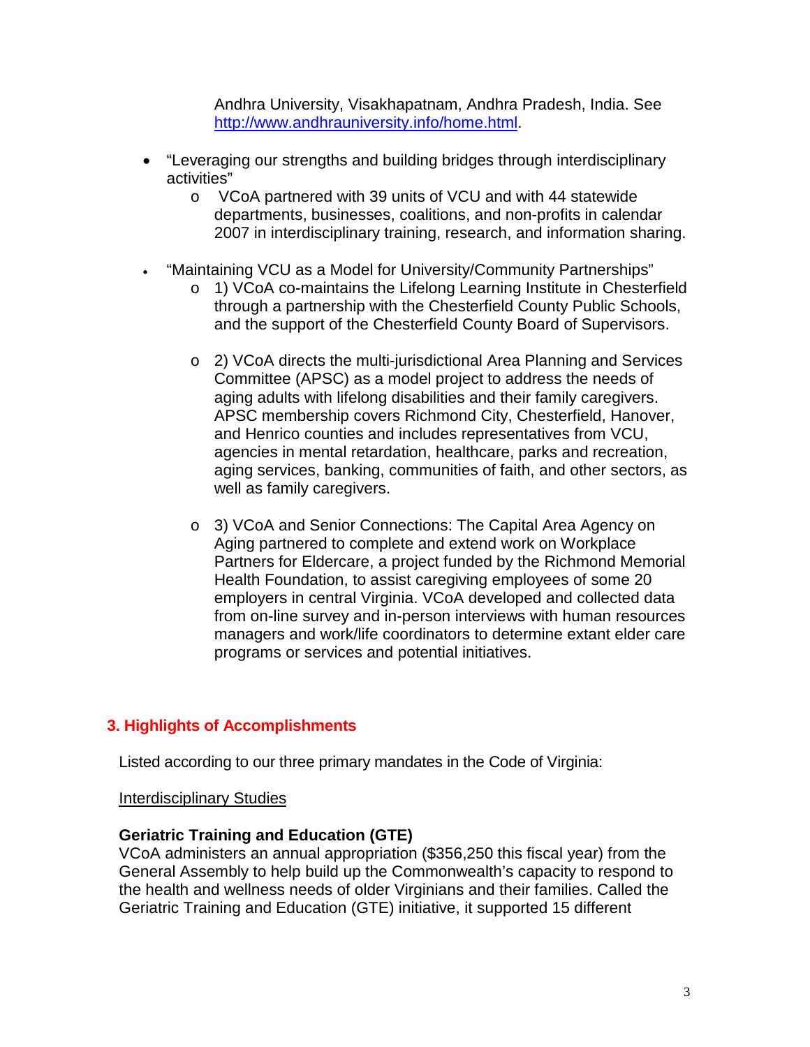Andhra University, Visakhapatnam, Andhra Pradesh, India. See [http://www.andhrauniversity.info/home.html](http://www.andhrauniversity.info/home.html).

- "Leveraging our strengths and building bridges through interdisciplinary activities"
    - VCoA partnered with 39 units of VCU and with 44 statewide departments, businesses, coalitions, and non-profits in calendar 2007 in interdisciplinary training, research, and information sharing.

- "Maintaining VCU as a Model for University/Community Partnerships"
    - 1) VCoA co-maintains the Lifelong Learning Institute in Chesterfield through a partnership with the Chesterfield County Public Schools, and the support of the Chesterfield County Board of Supervisors.

    - 2) VCoA directs the multi-jurisdictional Area Planning and Services Committee (APSC) as a model project to address the needs of aging adults with lifelong disabilities and their family caregivers. APSC membership covers Richmond City, Chesterfield, Hanover, and Henrico counties and includes representatives from VCU, agencies in mental retardation, healthcare, parks and recreation, aging services, banking, communities of faith, and other sectors, as well as family caregivers.

    - 3) VCoA and Senior Connections: The Capital Area Agency on Aging partnered to complete and extend work on Workplace Partners for Eldercare, a project funded by the Richmond Memorial Health Foundation, to assist caregiving employees of some 20 employers in central Virginia. VCoA developed and collected data from on-line survey and in-person interviews with human resources managers and work/life coordinators to determine extant elder care programs or services and potential initiatives.

## 3. Highlights of Accomplishments

Listed according to our three primary mandates in the Code of Virginia:

<u>Interdisciplinary Studies</u>

**Geriatric Training and Education (GTE)**
VCoA administers an annual appropriation ($356,250 this fiscal year) from the General Assembly to help build up the Commonwealth's capacity to respond to the health and wellness needs of older Virginians and their families. Called the Geriatric Training and Education (GTE) initiative, it supported 15 different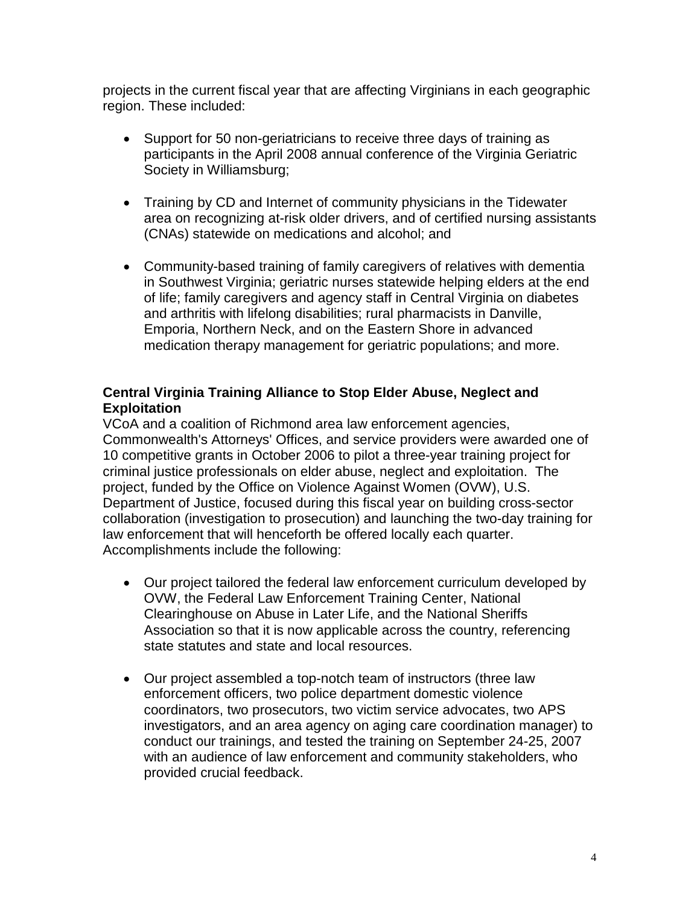projects in the current fiscal year that are affecting Virginians in each geographic region. These included:

- Support for 50 non-geriatricians to receive three days of training as participants in the April 2008 annual conference of the Virginia Geriatric Society in Williamsburg;

- Training by CD and Internet of community physicians in the Tidewater area on recognizing at-risk older drivers, and of certified nursing assistants (CNAs) statewide on medications and alcohol; and

- Community-based training of family caregivers of relatives with dementia in Southwest Virginia; geriatric nurses statewide helping elders at the end of life; family caregivers and agency staff in Central Virginia on diabetes and arthritis with lifelong disabilities; rural pharmacists in Danville, Emporia, Northern Neck, and on the Eastern Shore in advanced medication therapy management for geriatric populations; and more.

**Central Virginia Training Alliance to Stop Elder Abuse, Neglect and Exploitation**

VCoA and a coalition of Richmond area law enforcement agencies, Commonwealth's Attorneys' Offices, and service providers were awarded one of 10 competitive grants in October 2006 to pilot a three-year training project for criminal justice professionals on elder abuse, neglect and exploitation. The project, funded by the Office on Violence Against Women (OVW), U.S. Department of Justice, focused during this fiscal year on building cross-sector collaboration (investigation to prosecution) and launching the two-day training for law enforcement that will henceforth be offered locally each quarter. Accomplishments include the following:

- Our project tailored the federal law enforcement curriculum developed by OVW, the Federal Law Enforcement Training Center, National Clearinghouse on Abuse in Later Life, and the National Sheriffs Association so that it is now applicable across the country, referencing state statutes and state and local resources.

- Our project assembled a top-notch team of instructors (three law enforcement officers, two police department domestic violence coordinators, two prosecutors, two victim service advocates, two APS investigators, and an area agency on aging care coordination manager) to conduct our trainings, and tested the training on September 24-25, 2007 with an audience of law enforcement and community stakeholders, who provided crucial feedback.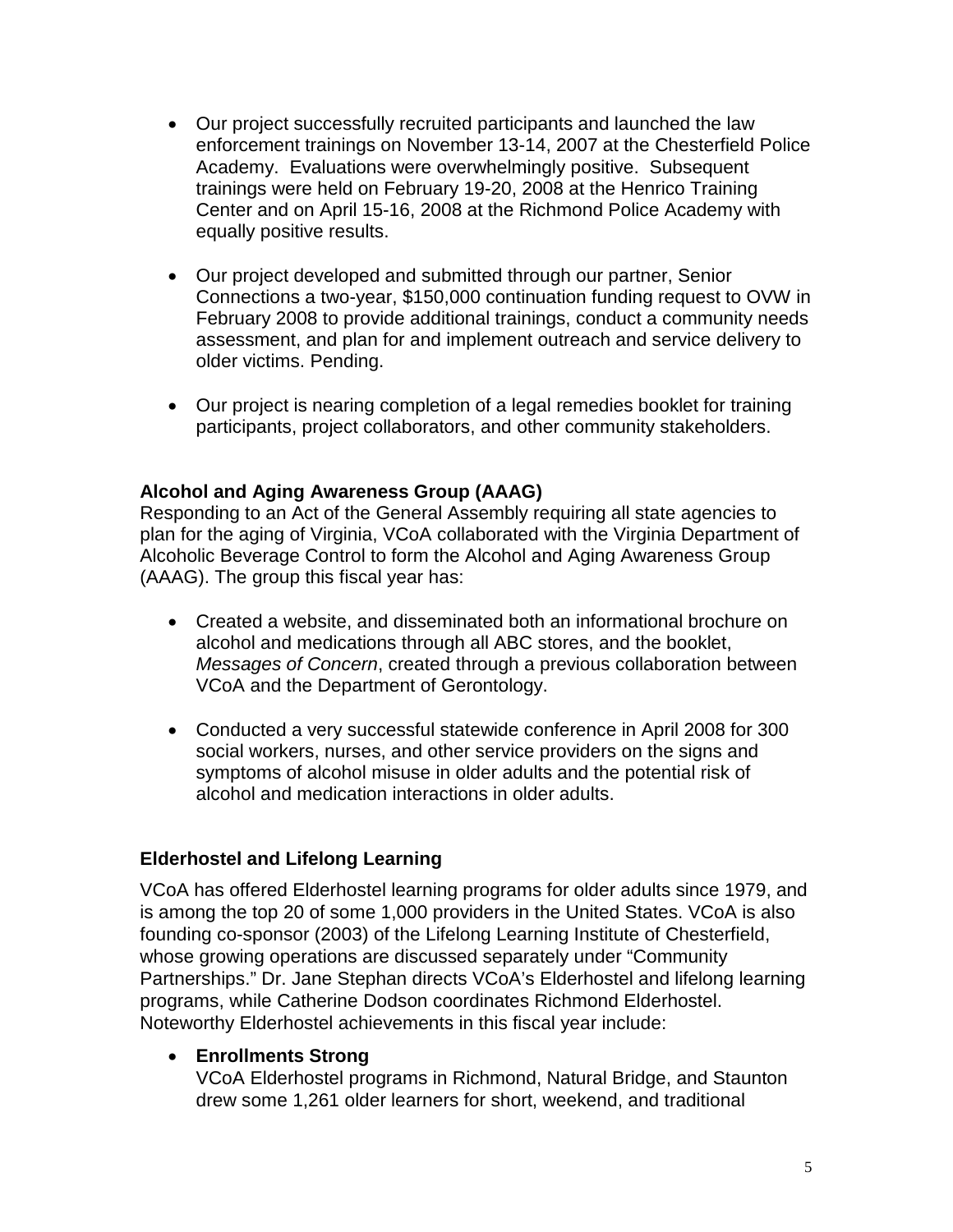- Our project successfully recruited participants and launched the law enforcement trainings on November 13-14, 2007 at the Chesterfield Police Academy. Evaluations were overwhelmingly positive. Subsequent trainings were held on February 19-20, 2008 at the Henrico Training Center and on April 15-16, 2008 at the Richmond Police Academy with equally positive results.

- Our project developed and submitted through our partner, Senior Connections a two-year, $150,000 continuation funding request to OVW in February 2008 to provide additional trainings, conduct a community needs assessment, and plan for and implement outreach and service delivery to older victims. Pending.

- Our project is nearing completion of a legal remedies booklet for training participants, project collaborators, and other community stakeholders.

**Alcohol and Aging Awareness Group (AAAG)**

Responding to an Act of the General Assembly requiring all state agencies to plan for the aging of Virginia, VCoA collaborated with the Virginia Department of Alcoholic Beverage Control to form the Alcohol and Aging Awareness Group (AAAG). The group this fiscal year has:

- Created a website, and disseminated both an informational brochure on alcohol and medications through all ABC stores, and the booklet, *Messages of Concern*, created through a previous collaboration between VCoA and the Department of Gerontology.

- Conducted a very successful statewide conference in April 2008 for 300 social workers, nurses, and other service providers on the signs and symptoms of alcohol misuse in older adults and the potential risk of alcohol and medication interactions in older adults.

**Elderhostel and Lifelong Learning**

VCoA has offered Elderhostel learning programs for older adults since 1979, and is among the top 20 of some 1,000 providers in the United States. VCoA is also founding co-sponsor (2003) of the Lifelong Learning Institute of Chesterfield, whose growing operations are discussed separately under "Community Partnerships." Dr. Jane Stephan directs VCoA's Elderhostel and lifelong learning programs, while Catherine Dodson coordinates Richmond Elderhostel. Noteworthy Elderhostel achievements in this fiscal year include:

- **Enrollments Strong**
  VCoA Elderhostel programs in Richmond, Natural Bridge, and Staunton drew some 1,261 older learners for short, weekend, and traditional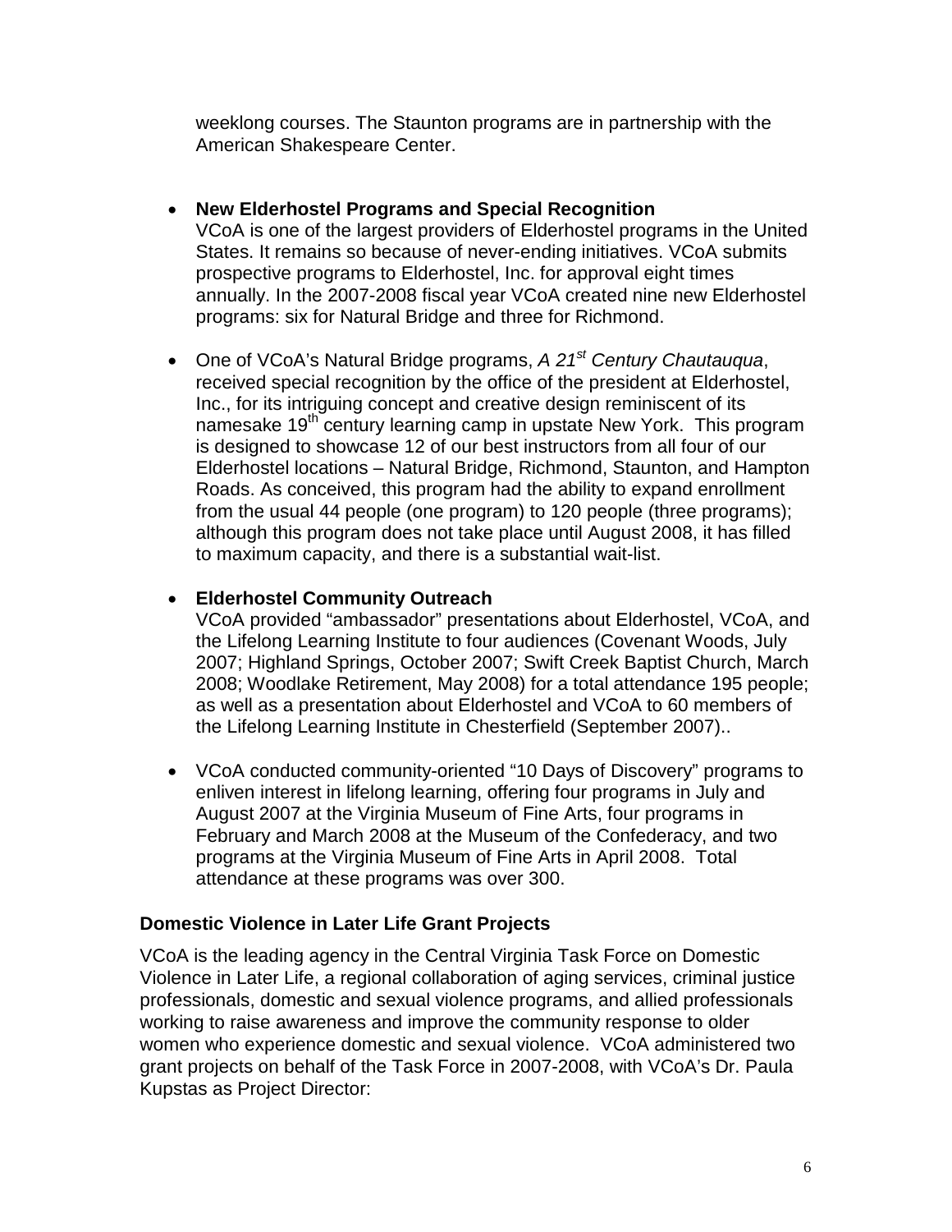weeklong courses. The Staunton programs are in partnership with the American Shakespeare Center.

- **New Elderhostel Programs and Special Recognition**
  VCoA is one of the largest providers of Elderhostel programs in the United States. It remains so because of never-ending initiatives. VCoA submits prospective programs to Elderhostel, Inc. for approval eight times annually. In the 2007-2008 fiscal year VCoA created nine new Elderhostel programs: six for Natural Bridge and three for Richmond.

- One of VCoA's Natural Bridge programs, *A 21st Century Chautauqua*, received special recognition by the office of the president at Elderhostel, Inc., for its intriguing concept and creative design reminiscent of its namesake 19th century learning camp in upstate New York. This program is designed to showcase 12 of our best instructors from all four of our Elderhostel locations – Natural Bridge, Richmond, Staunton, and Hampton Roads. As conceived, this program had the ability to expand enrollment from the usual 44 people (one program) to 120 people (three programs); although this program does not take place until August 2008, it has filled to maximum capacity, and there is a substantial wait-list.

- **Elderhostel Community Outreach**
  VCoA provided "ambassador" presentations about Elderhostel, VCoA, and the Lifelong Learning Institute to four audiences (Covenant Woods, July 2007; Highland Springs, October 2007; Swift Creek Baptist Church, March 2008; Woodlake Retirement, May 2008) for a total attendance 195 people; as well as a presentation about Elderhostel and VCoA to 60 members of the Lifelong Learning Institute in Chesterfield (September 2007)..

- VCoA conducted community-oriented "10 Days of Discovery" programs to enliven interest in lifelong learning, offering four programs in July and August 2007 at the Virginia Museum of Fine Arts, four programs in February and March 2008 at the Museum of the Confederacy, and two programs at the Virginia Museum of Fine Arts in April 2008. Total attendance at these programs was over 300.

### Domestic Violence in Later Life Grant Projects

VCoA is the leading agency in the Central Virginia Task Force on Domestic Violence in Later Life, a regional collaboration of aging services, criminal justice professionals, domestic and sexual violence programs, and allied professionals working to raise awareness and improve the community response to older women who experience domestic and sexual violence. VCoA administered two grant projects on behalf of the Task Force in 2007-2008, with VCoA's Dr. Paula Kupstas as Project Director: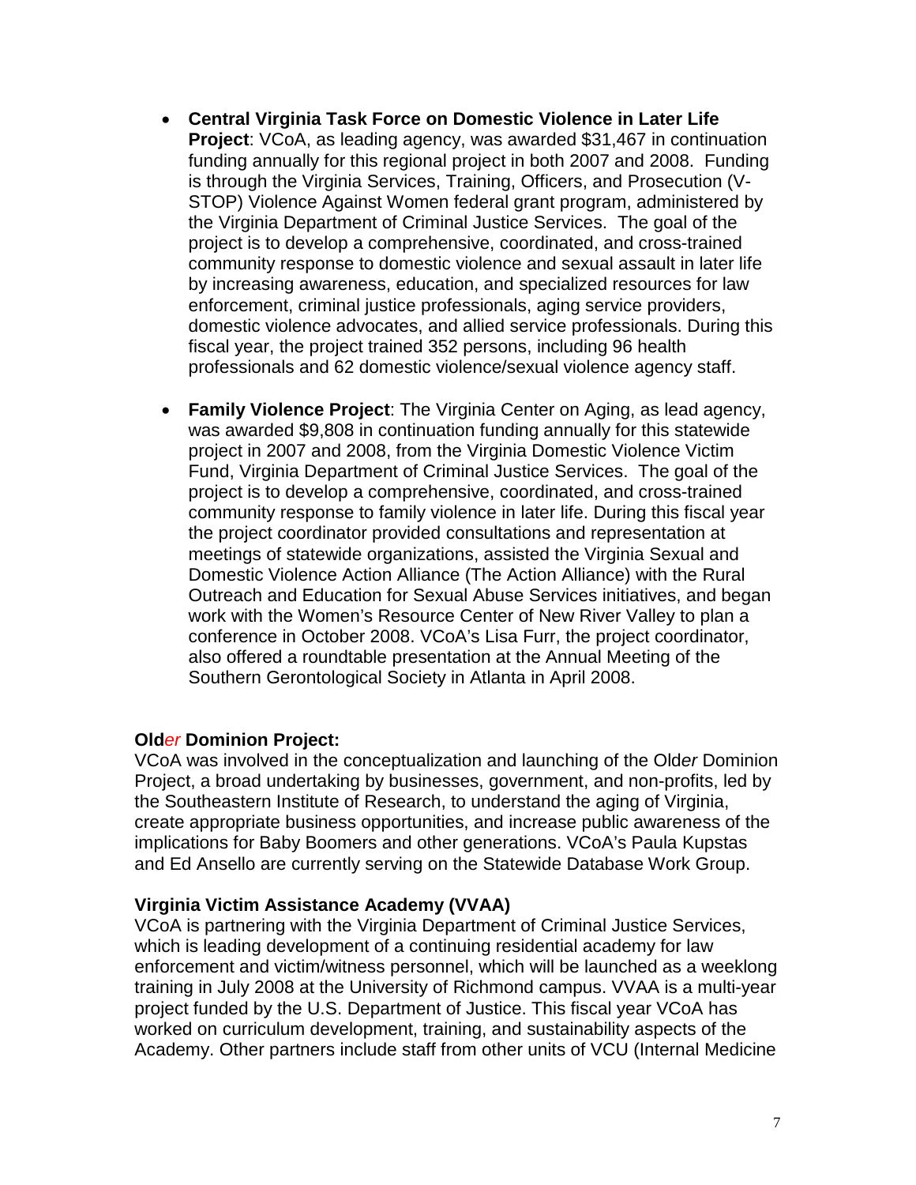- **Central Virginia Task Force on Domestic Violence in Later Life Project**: VCoA, as leading agency, was awarded $31,467 in continuation funding annually for this regional project in both 2007 and 2008. Funding is through the Virginia Services, Training, Officers, and Prosecution (V-STOP) Violence Against Women federal grant program, administered by the Virginia Department of Criminal Justice Services. The goal of the project is to develop a comprehensive, coordinated, and cross-trained community response to domestic violence and sexual assault in later life by increasing awareness, education, and specialized resources for law enforcement, criminal justice professionals, aging service providers, domestic violence advocates, and allied service professionals. During this fiscal year, the project trained 352 persons, including 96 health professionals and 62 domestic violence/sexual violence agency staff.

- **Family Violence Project**: The Virginia Center on Aging, as lead agency, was awarded $9,808 in continuation funding annually for this statewide project in 2007 and 2008, from the Virginia Domestic Violence Victim Fund, Virginia Department of Criminal Justice Services. The goal of the project is to develop a comprehensive, coordinated, and cross-trained community response to family violence in later life. During this fiscal year the project coordinator provided consultations and representation at meetings of statewide organizations, assisted the Virginia Sexual and Domestic Violence Action Alliance (The Action Alliance) with the Rural Outreach and Education for Sexual Abuse Services initiatives, and began work with the Women's Resource Center of New River Valley to plan a conference in October 2008. VCoA's Lisa Furr, the project coordinator, also offered a roundtable presentation at the Annual Meeting of the Southern Gerontological Society in Atlanta in April 2008.

**Old*er* Dominion Project:**

VCoA was involved in the conceptualization and launching of the Old*er* Dominion Project, a broad undertaking by businesses, government, and non-profits, led by the Southeastern Institute of Research, to understand the aging of Virginia, create appropriate business opportunities, and increase public awareness of the implications for Baby Boomers and other generations. VCoA's Paula Kupstas and Ed Ansello are currently serving on the Statewide Database Work Group.

**Virginia Victim Assistance Academy (VVAA)**

VCoA is partnering with the Virginia Department of Criminal Justice Services, which is leading development of a continuing residential academy for law enforcement and victim/witness personnel, which will be launched as a weeklong training in July 2008 at the University of Richmond campus. VVAA is a multi-year project funded by the U.S. Department of Justice. This fiscal year VCoA has worked on curriculum development, training, and sustainability aspects of the Academy. Other partners include staff from other units of VCU (Internal Medicine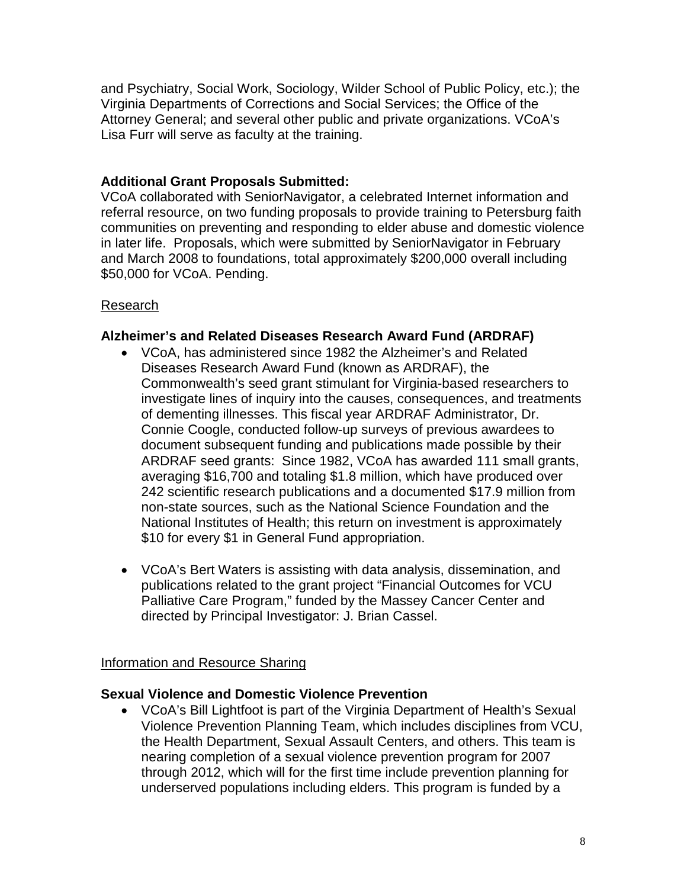and Psychiatry, Social Work, Sociology, Wilder School of Public Policy, etc.); the Virginia Departments of Corrections and Social Services; the Office of the Attorney General; and several other public and private organizations. VCoA's Lisa Furr will serve as faculty at the training.

**Additional Grant Proposals Submitted:**
VCoA collaborated with SeniorNavigator, a celebrated Internet information and referral resource, on two funding proposals to provide training to Petersburg faith communities on preventing and responding to elder abuse and domestic violence in later life. Proposals, which were submitted by SeniorNavigator in February and March 2008 to foundations, total approximately $200,000 overall including $50,000 for VCoA. Pending.

<u>Research</u>

**Alzheimer's and Related Diseases Research Award Fund (ARDRAF)**

- VCoA, has administered since 1982 the Alzheimer's and Related Diseases Research Award Fund (known as ARDRAF), the Commonwealth's seed grant stimulant for Virginia-based researchers to investigate lines of inquiry into the causes, consequences, and treatments of dementing illnesses. This fiscal year ARDRAF Administrator, Dr. Connie Coogle, conducted follow-up surveys of previous awardees to document subsequent funding and publications made possible by their ARDRAF seed grants: Since 1982, VCoA has awarded 111 small grants, averaging $16,700 and totaling $1.8 million, which have produced over 242 scientific research publications and a documented $17.9 million from non-state sources, such as the National Science Foundation and the National Institutes of Health; this return on investment is approximately $10 for every $1 in General Fund appropriation.

- VCoA's Bert Waters is assisting with data analysis, dissemination, and publications related to the grant project "Financial Outcomes for VCU Palliative Care Program," funded by the Massey Cancer Center and directed by Principal Investigator: J. Brian Cassel.

<u>Information and Resource Sharing</u>

**Sexual Violence and Domestic Violence Prevention**

- VCoA's Bill Lightfoot is part of the Virginia Department of Health's Sexual Violence Prevention Planning Team, which includes disciplines from VCU, the Health Department, Sexual Assault Centers, and others. This team is nearing completion of a sexual violence prevention program for 2007 through 2012, which will for the first time include prevention planning for underserved populations including elders. This program is funded by a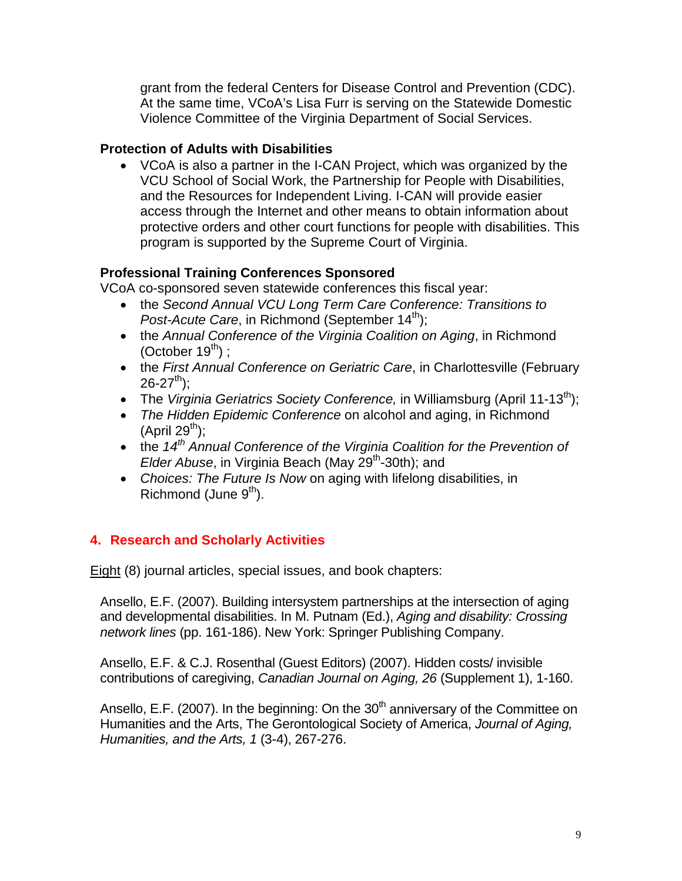grant from the federal Centers for Disease Control and Prevention (CDC). At the same time, VCoA's Lisa Furr is serving on the Statewide Domestic Violence Committee of the Virginia Department of Social Services.

**Protection of Adults with Disabilities**

- VCoA is also a partner in the I-CAN Project, which was organized by the VCU School of Social Work, the Partnership for People with Disabilities, and the Resources for Independent Living. I-CAN will provide easier access through the Internet and other means to obtain information about protective orders and other court functions for people with disabilities. This program is supported by the Supreme Court of Virginia.

**Professional Training Conferences Sponsored**

VCoA co-sponsored seven statewide conferences this fiscal year:

- the *Second Annual VCU Long Term Care Conference: Transitions to Post-Acute Care*, in Richmond (September 14th);
- the *Annual Conference of the Virginia Coalition on Aging*, in Richmond (October 19th) ;
- the *First Annual Conference on Geriatric Care*, in Charlottesville (February 26-27th);
- The *Virginia Geriatrics Society Conference,* in Williamsburg (April 11-13th);
- *The Hidden Epidemic Conference* on alcohol and aging, in Richmond (April 29th);
- the *14th Annual Conference of the Virginia Coalition for the Prevention of Elder Abuse*, in Virginia Beach (May 29th-30th); and
- *Choices: The Future Is Now* on aging with lifelong disabilities, in Richmond (June 9th).

## 4. Research and Scholarly Activities

Eight (8) journal articles, special issues, and book chapters:

Ansello, E.F. (2007). Building intersystem partnerships at the intersection of aging and developmental disabilities. In M. Putnam (Ed.), *Aging and disability: Crossing network lines* (pp. 161-186). New York: Springer Publishing Company.

Ansello, E.F. & C.J. Rosenthal (Guest Editors) (2007). Hidden costs/ invisible contributions of caregiving, *Canadian Journal on Aging, 26* (Supplement 1), 1-160.

Ansello, E.F. (2007). In the beginning: On the 30th anniversary of the Committee on Humanities and the Arts, The Gerontological Society of America, *Journal of Aging, Humanities, and the Arts, 1* (3-4), 267-276.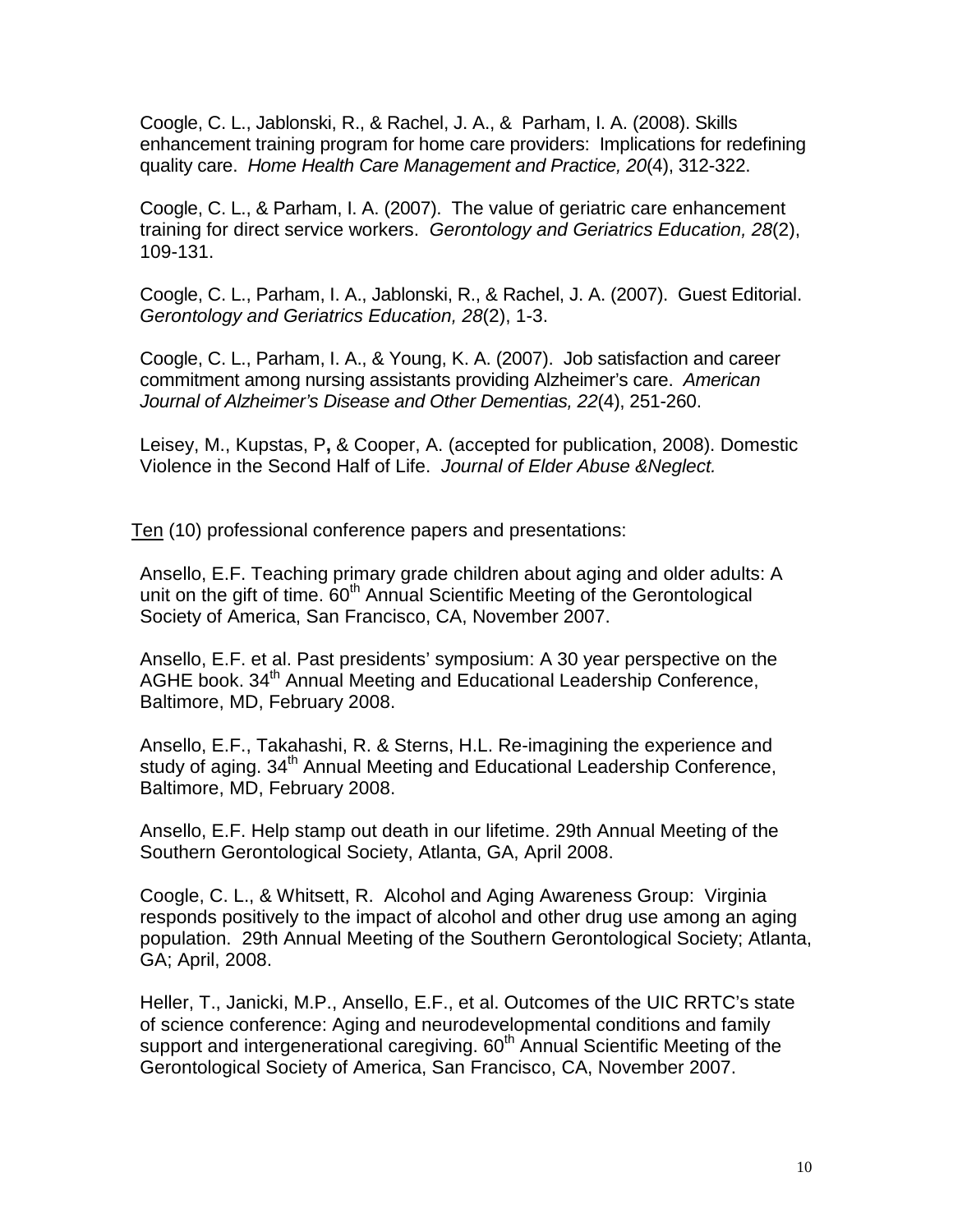Coogle, C. L., Jablonski, R., & Rachel, J. A., & Parham, I. A. (2008). Skills enhancement training program for home care providers: Implications for redefining quality care. *Home Health Care Management and Practice, 20*(4), 312-322.

Coogle, C. L., & Parham, I. A. (2007). The value of geriatric care enhancement training for direct service workers. *Gerontology and Geriatrics Education, 28*(2), 109-131.

Coogle, C. L., Parham, I. A., Jablonski, R., & Rachel, J. A. (2007). Guest Editorial. *Gerontology and Geriatrics Education, 28*(2), 1-3.

Coogle, C. L., Parham, I. A., & Young, K. A. (2007). Job satisfaction and career commitment among nursing assistants providing Alzheimer's care. *American Journal of Alzheimer's Disease and Other Dementias, 22*(4), 251-260.

Leisey, M., Kupstas, P**,** & Cooper, A. (accepted for publication, 2008). Domestic Violence in the Second Half of Life. *Journal of Elder Abuse &Neglect.*

<u>Ten</u> (10) professional conference papers and presentations:

Ansello, E.F. Teaching primary grade children about aging and older adults: A unit on the gift of time. 60th Annual Scientific Meeting of the Gerontological Society of America, San Francisco, CA, November 2007.

Ansello, E.F. et al. Past presidents' symposium: A 30 year perspective on the AGHE book. 34th Annual Meeting and Educational Leadership Conference, Baltimore, MD, February 2008.

Ansello, E.F., Takahashi, R. & Sterns, H.L. Re-imagining the experience and study of aging. 34th Annual Meeting and Educational Leadership Conference, Baltimore, MD, February 2008.

Ansello, E.F. Help stamp out death in our lifetime. 29th Annual Meeting of the Southern Gerontological Society, Atlanta, GA, April 2008.

Coogle, C. L., & Whitsett, R. Alcohol and Aging Awareness Group: Virginia responds positively to the impact of alcohol and other drug use among an aging population. 29th Annual Meeting of the Southern Gerontological Society; Atlanta, GA; April, 2008.

Heller, T., Janicki, M.P., Ansello, E.F., et al. Outcomes of the UIC RRTC's state of science conference: Aging and neurodevelopmental conditions and family support and intergenerational caregiving. 60th Annual Scientific Meeting of the Gerontological Society of America, San Francisco, CA, November 2007.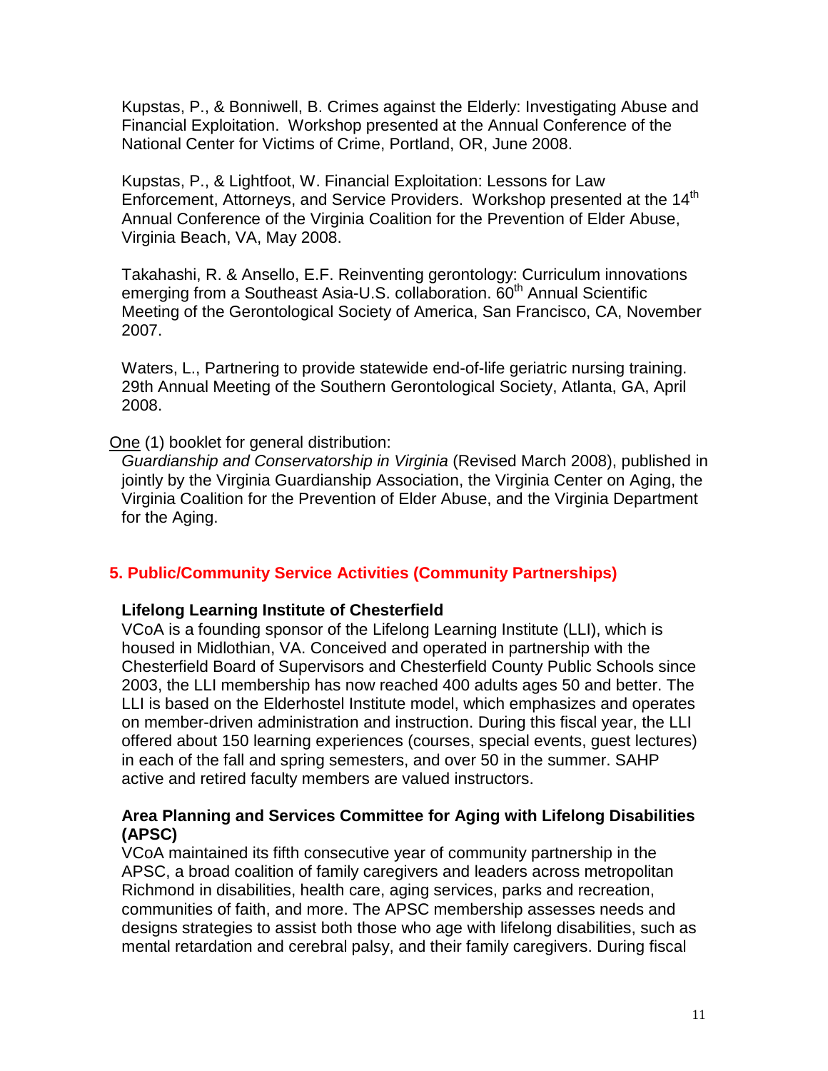Kupstas, P., & Bonniwell, B. Crimes against the Elderly: Investigating Abuse and Financial Exploitation. Workshop presented at the Annual Conference of the National Center for Victims of Crime, Portland, OR, June 2008.

Kupstas, P., & Lightfoot, W. Financial Exploitation: Lessons for Law Enforcement, Attorneys, and Service Providers. Workshop presented at the 14th Annual Conference of the Virginia Coalition for the Prevention of Elder Abuse, Virginia Beach, VA, May 2008.

Takahashi, R. & Ansello, E.F. Reinventing gerontology: Curriculum innovations emerging from a Southeast Asia-U.S. collaboration. 60th Annual Scientific Meeting of the Gerontological Society of America, San Francisco, CA, November 2007.

Waters, L., Partnering to provide statewide end-of-life geriatric nursing training. 29th Annual Meeting of the Southern Gerontological Society, Atlanta, GA, April 2008.

One (1) booklet for general distribution:

*Guardianship and Conservatorship in Virginia* (Revised March 2008), published in jointly by the Virginia Guardianship Association, the Virginia Center on Aging, the Virginia Coalition for the Prevention of Elder Abuse, and the Virginia Department for the Aging.

## 5. Public/Community Service Activities (Community Partnerships)

**Lifelong Learning Institute of Chesterfield**

VCoA is a founding sponsor of the Lifelong Learning Institute (LLI), which is housed in Midlothian, VA. Conceived and operated in partnership with the Chesterfield Board of Supervisors and Chesterfield County Public Schools since 2003, the LLI membership has now reached 400 adults ages 50 and better. The LLI is based on the Elderhostel Institute model, which emphasizes and operates on member-driven administration and instruction. During this fiscal year, the LLI offered about 150 learning experiences (courses, special events, guest lectures) in each of the fall and spring semesters, and over 50 in the summer. SAHP active and retired faculty members are valued instructors.

**Area Planning and Services Committee for Aging with Lifelong Disabilities (APSC)**

VCoA maintained its fifth consecutive year of community partnership in the APSC, a broad coalition of family caregivers and leaders across metropolitan Richmond in disabilities, health care, aging services, parks and recreation, communities of faith, and more. The APSC membership assesses needs and designs strategies to assist both those who age with lifelong disabilities, such as mental retardation and cerebral palsy, and their family caregivers. During fiscal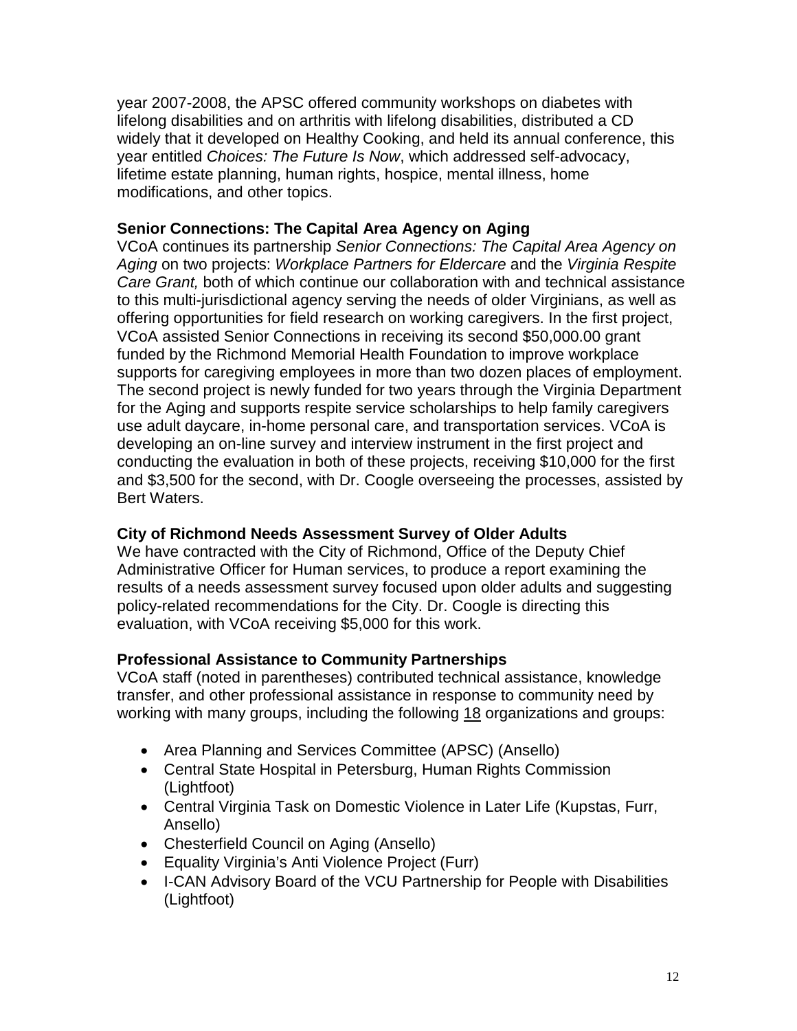year 2007-2008, the APSC offered community workshops on diabetes with lifelong disabilities and on arthritis with lifelong disabilities, distributed a CD widely that it developed on Healthy Cooking, and held its annual conference, this year entitled *Choices: The Future Is Now*, which addressed self-advocacy, lifetime estate planning, human rights, hospice, mental illness, home modifications, and other topics.

**Senior Connections: The Capital Area Agency on Aging**

VCoA continues its partnership *Senior Connections: The Capital Area Agency on Aging* on two projects: *Workplace Partners for Eldercare* and the *Virginia Respite Care Grant,* both of which continue our collaboration with and technical assistance to this multi-jurisdictional agency serving the needs of older Virginians, as well as offering opportunities for field research on working caregivers. In the first project, VCoA assisted Senior Connections in receiving its second $50,000.00 grant funded by the Richmond Memorial Health Foundation to improve workplace supports for caregiving employees in more than two dozen places of employment. The second project is newly funded for two years through the Virginia Department for the Aging and supports respite service scholarships to help family caregivers use adult daycare, in-home personal care, and transportation services. VCoA is developing an on-line survey and interview instrument in the first project and conducting the evaluation in both of these projects, receiving $10,000 for the first and $3,500 for the second, with Dr. Coogle overseeing the processes, assisted by Bert Waters.

**City of Richmond Needs Assessment Survey of Older Adults**

We have contracted with the City of Richmond, Office of the Deputy Chief Administrative Officer for Human services, to produce a report examining the results of a needs assessment survey focused upon older adults and suggesting policy-related recommendations for the City. Dr. Coogle is directing this evaluation, with VCoA receiving $5,000 for this work.

**Professional Assistance to Community Partnerships**

VCoA staff (noted in parentheses) contributed technical assistance, knowledge transfer, and other professional assistance in response to community need by working with many groups, including the following 18 organizations and groups:

- Area Planning and Services Committee (APSC) (Ansello)
- Central State Hospital in Petersburg, Human Rights Commission (Lightfoot)
- Central Virginia Task on Domestic Violence in Later Life (Kupstas, Furr, Ansello)
- Chesterfield Council on Aging (Ansello)
- Equality Virginia's Anti Violence Project (Furr)
- I-CAN Advisory Board of the VCU Partnership for People with Disabilities (Lightfoot)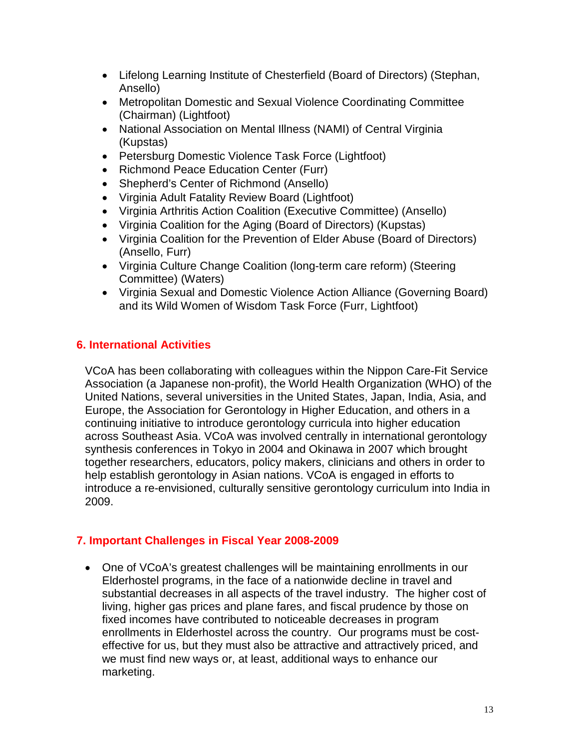- Lifelong Learning Institute of Chesterfield (Board of Directors) (Stephan, Ansello)
- Metropolitan Domestic and Sexual Violence Coordinating Committee (Chairman) (Lightfoot)
- National Association on Mental Illness (NAMI) of Central Virginia (Kupstas)
- Petersburg Domestic Violence Task Force (Lightfoot)
- Richmond Peace Education Center (Furr)
- Shepherd's Center of Richmond (Ansello)
- Virginia Adult Fatality Review Board (Lightfoot)
- Virginia Arthritis Action Coalition (Executive Committee) (Ansello)
- Virginia Coalition for the Aging (Board of Directors) (Kupstas)
- Virginia Coalition for the Prevention of Elder Abuse (Board of Directors) (Ansello, Furr)
- Virginia Culture Change Coalition (long-term care reform) (Steering Committee) (Waters)
- Virginia Sexual and Domestic Violence Action Alliance (Governing Board) and its Wild Women of Wisdom Task Force (Furr, Lightfoot)

## 6. International Activities

VCoA has been collaborating with colleagues within the Nippon Care-Fit Service Association (a Japanese non-profit), the World Health Organization (WHO) of the United Nations, several universities in the United States, Japan, India, Asia, and Europe, the Association for Gerontology in Higher Education, and others in a continuing initiative to introduce gerontology curricula into higher education across Southeast Asia. VCoA was involved centrally in international gerontology synthesis conferences in Tokyo in 2004 and Okinawa in 2007 which brought together researchers, educators, policy makers, clinicians and others in order to help establish gerontology in Asian nations. VCoA is engaged in efforts to introduce a re-envisioned, culturally sensitive gerontology curriculum into India in 2009.

## 7. Important Challenges in Fiscal Year 2008-2009

- One of VCoA's greatest challenges will be maintaining enrollments in our Elderhostel programs, in the face of a nationwide decline in travel and substantial decreases in all aspects of the travel industry. The higher cost of living, higher gas prices and plane fares, and fiscal prudence by those on fixed incomes have contributed to noticeable decreases in program enrollments in Elderhostel across the country. Our programs must be cost-effective for us, but they must also be attractive and attractively priced, and we must find new ways or, at least, additional ways to enhance our marketing.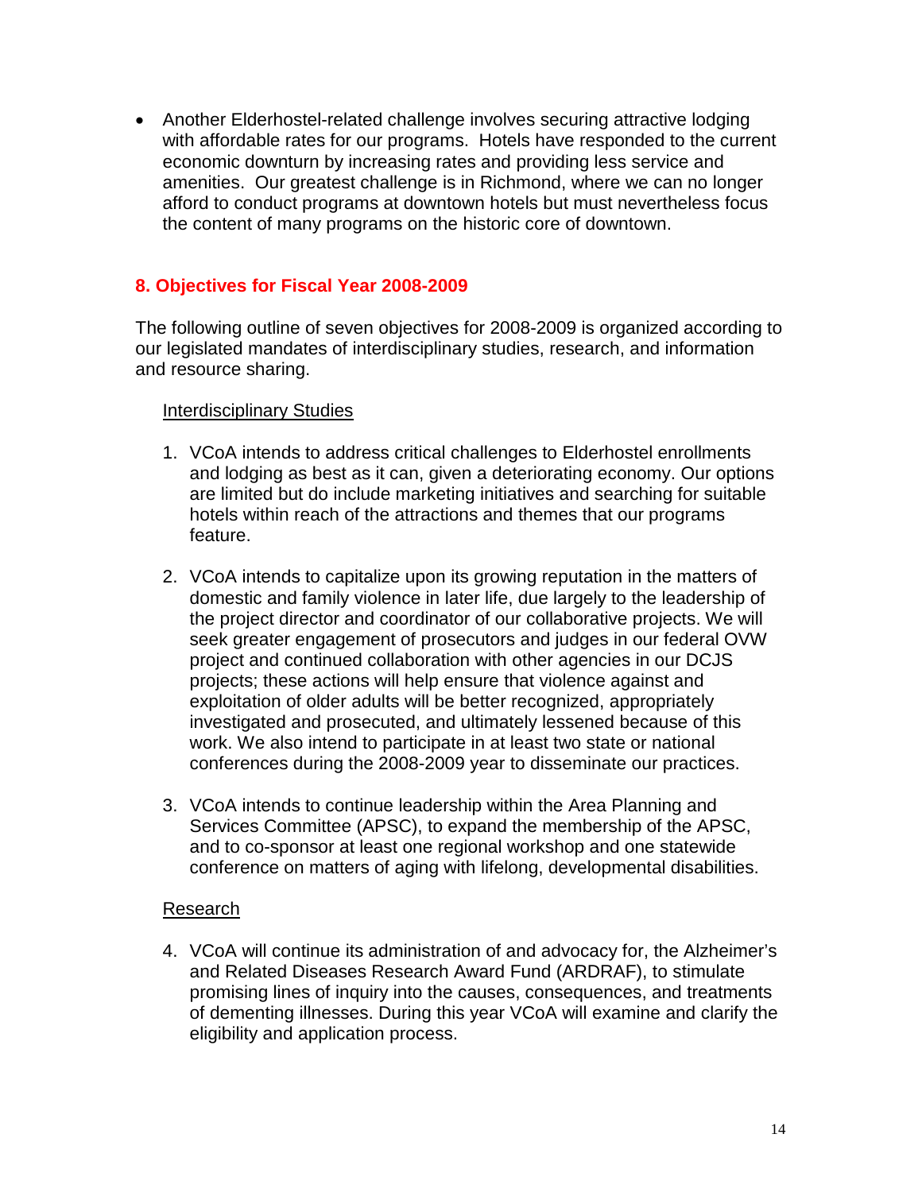- Another Elderhostel-related challenge involves securing attractive lodging with affordable rates for our programs. Hotels have responded to the current economic downturn by increasing rates and providing less service and amenities. Our greatest challenge is in Richmond, where we can no longer afford to conduct programs at downtown hotels but must nevertheless focus the content of many programs on the historic core of downtown.

## 8. Objectives for Fiscal Year 2008-2009

The following outline of seven objectives for 2008-2009 is organized according to our legislated mandates of interdisciplinary studies, research, and information and resource sharing.

Interdisciplinary Studies

1. VCoA intends to address critical challenges to Elderhostel enrollments and lodging as best as it can, given a deteriorating economy. Our options are limited but do include marketing initiatives and searching for suitable hotels within reach of the attractions and themes that our programs feature.

2. VCoA intends to capitalize upon its growing reputation in the matters of domestic and family violence in later life, due largely to the leadership of the project director and coordinator of our collaborative projects. We will seek greater engagement of prosecutors and judges in our federal OVW project and continued collaboration with other agencies in our DCJS projects; these actions will help ensure that violence against and exploitation of older adults will be better recognized, appropriately investigated and prosecuted, and ultimately lessened because of this work. We also intend to participate in at least two state or national conferences during the 2008-2009 year to disseminate our practices.

3. VCoA intends to continue leadership within the Area Planning and Services Committee (APSC), to expand the membership of the APSC, and to co-sponsor at least one regional workshop and one statewide conference on matters of aging with lifelong, developmental disabilities.

Research

4. VCoA will continue its administration of and advocacy for, the Alzheimer's and Related Diseases Research Award Fund (ARDRAF), to stimulate promising lines of inquiry into the causes, consequences, and treatments of dementing illnesses. During this year VCoA will examine and clarify the eligibility and application process.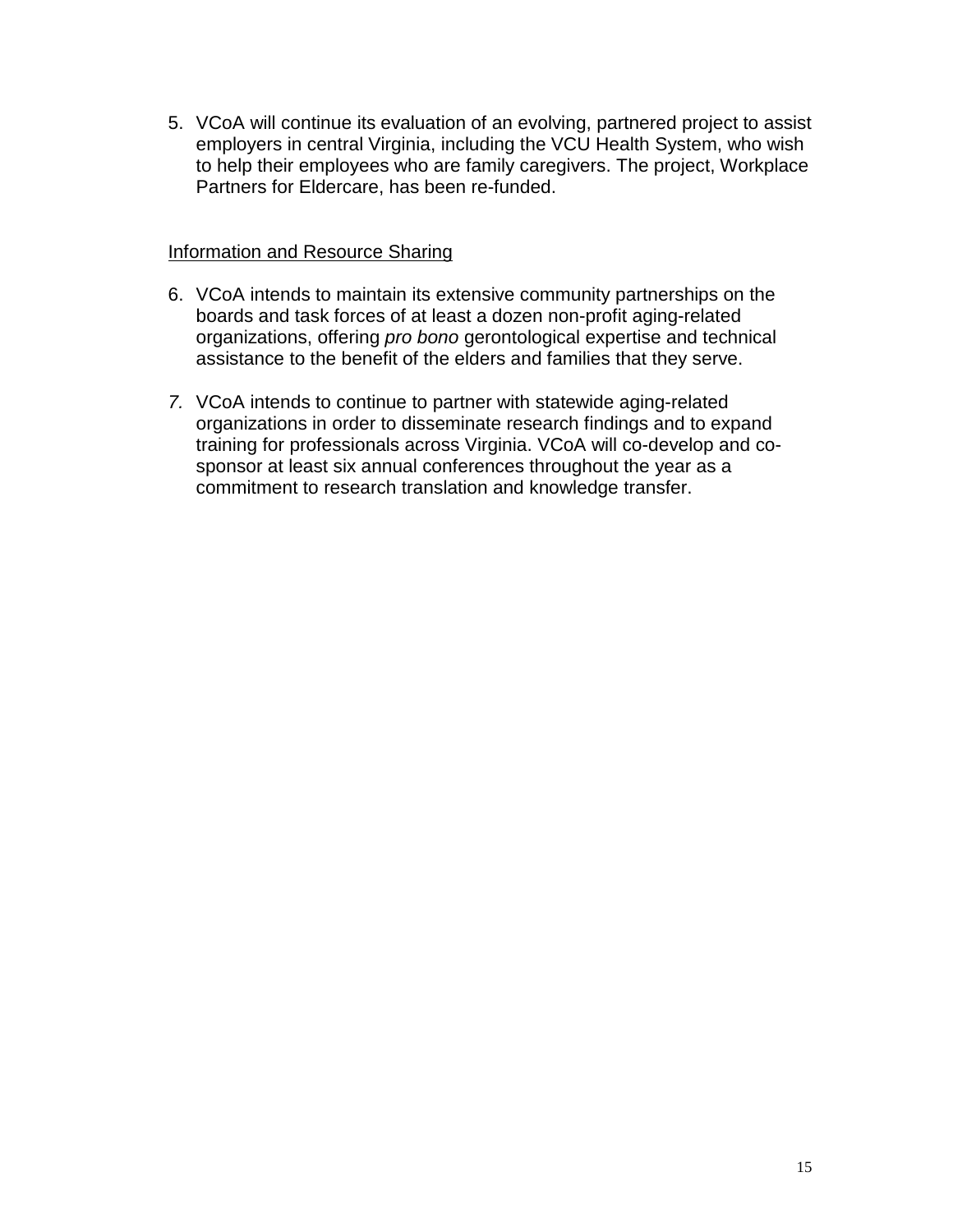5. VCoA will continue its evaluation of an evolving, partnered project to assist employers in central Virginia, including the VCU Health System, who wish to help their employees who are family caregivers. The project, Workplace Partners for Eldercare, has been re-funded.

<u>Information and Resource Sharing</u>

6. VCoA intends to maintain its extensive community partnerships on the boards and task forces of at least a dozen non-profit aging-related organizations, offering *pro bono* gerontological expertise and technical assistance to the benefit of the elders and families that they serve.

7. VCoA intends to continue to partner with statewide aging-related organizations in order to disseminate research findings and to expand training for professionals across Virginia. VCoA will co-develop and co-sponsor at least six annual conferences throughout the year as a commitment to research translation and knowledge transfer.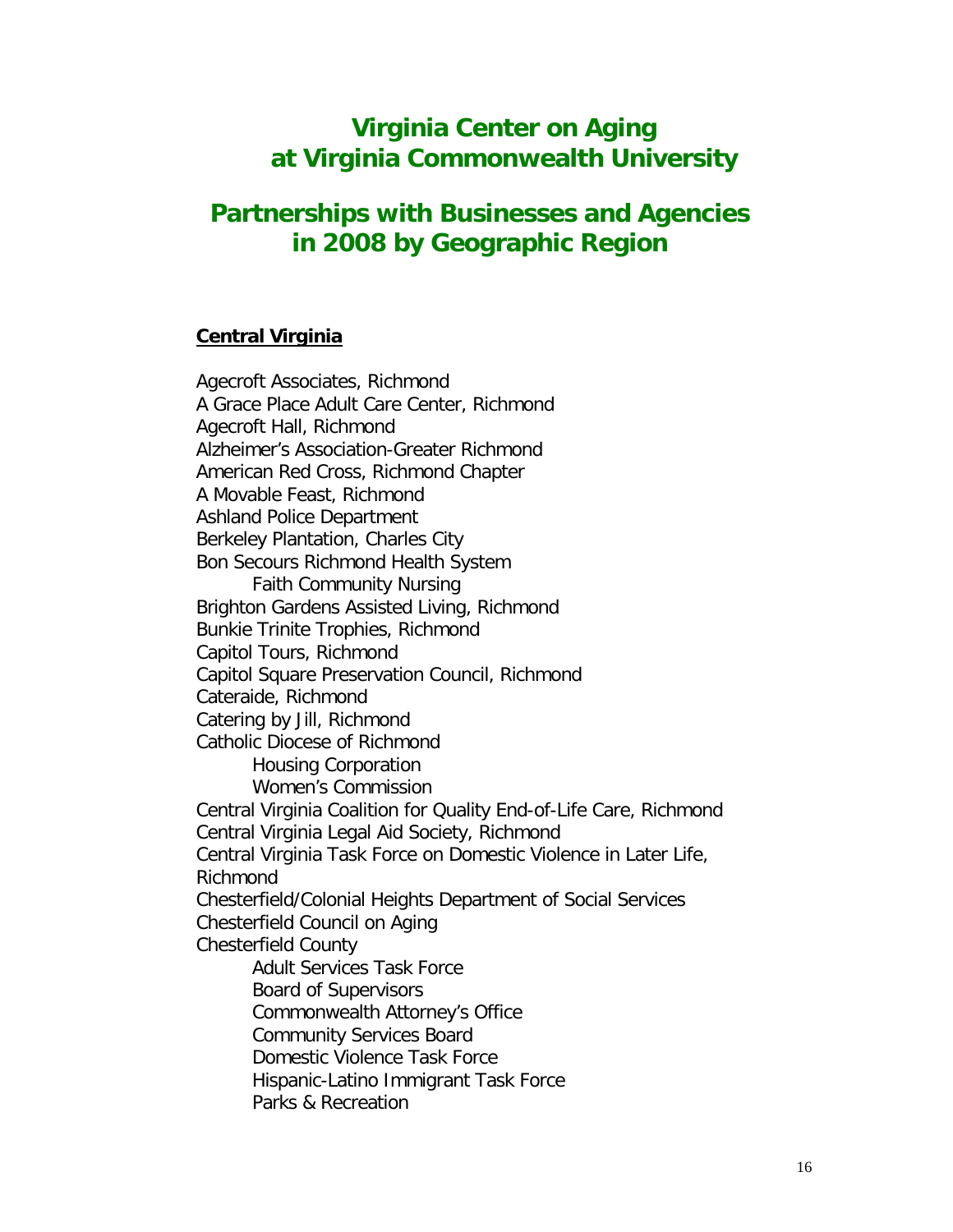# Virginia Center on Aging at Virginia Commonwealth University

# Partnerships with Businesses and Agencies in 2008 by Geographic Region

## Central Virginia

Agecroft Associates, Richmond
A Grace Place Adult Care Center, Richmond
Agecroft Hall, Richmond
Alzheimer's Association-Greater Richmond
American Red Cross, Richmond Chapter
A Movable Feast, Richmond
Ashland Police Department
Berkeley Plantation, Charles City
Bon Secours Richmond Health System
- Faith Community Nursing

Brighton Gardens Assisted Living, Richmond
Bunkie Trinite Trophies, Richmond
Capitol Tours, Richmond
Capitol Square Preservation Council, Richmond
Cateraide, Richmond
Catering by Jill, Richmond
Catholic Diocese of Richmond
- Housing Corporation
- Women's Commission

Central Virginia Coalition for Quality End-of-Life Care, Richmond
Central Virginia Legal Aid Society, Richmond
Central Virginia Task Force on Domestic Violence in Later Life, Richmond
Chesterfield/Colonial Heights Department of Social Services
Chesterfield Council on Aging
Chesterfield County
- Adult Services Task Force
- Board of Supervisors
- Commonwealth Attorney's Office
- Community Services Board
- Domestic Violence Task Force
- Hispanic-Latino Immigrant Task Force
- Parks & Recreation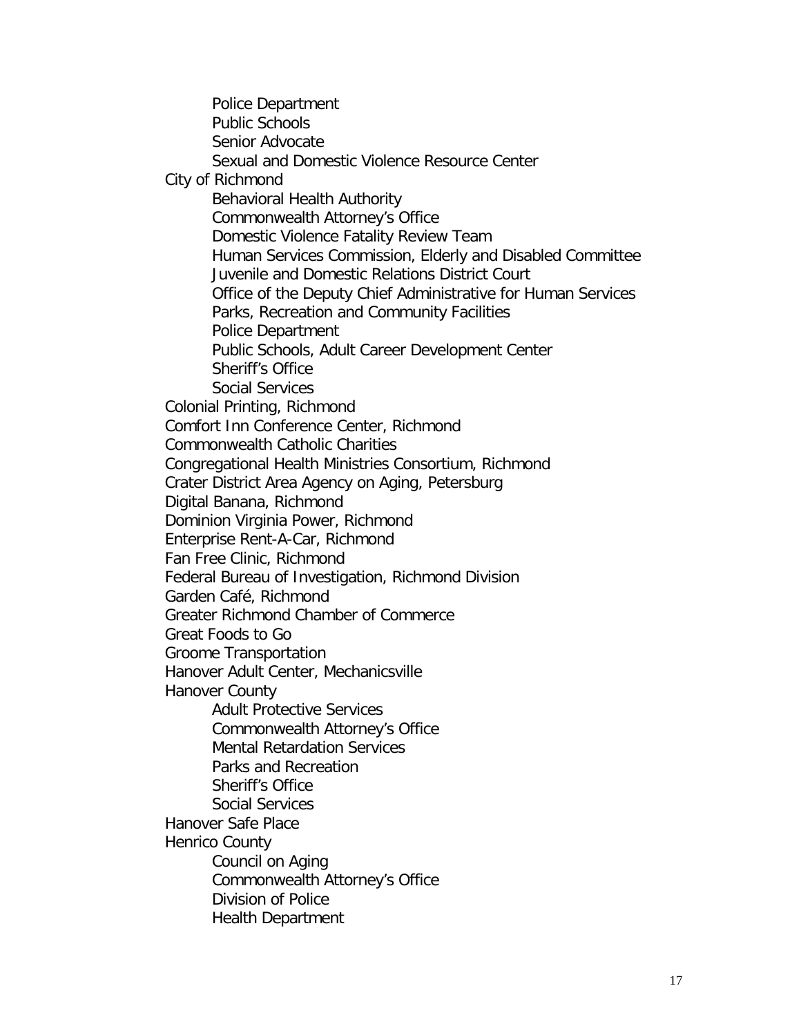- Police Department
- Public Schools
- Senior Advocate
- Sexual and Domestic Violence Resource Center

City of Richmond

- Behavioral Health Authority
- Commonwealth Attorney's Office
- Domestic Violence Fatality Review Team
- Human Services Commission, Elderly and Disabled Committee
- Juvenile and Domestic Relations District Court
- Office of the Deputy Chief Administrative for Human Services
- Parks, Recreation and Community Facilities
- Police Department
- Public Schools, Adult Career Development Center
- Sheriff's Office
- Social Services

Colonial Printing, Richmond

Comfort Inn Conference Center, Richmond

Commonwealth Catholic Charities

Congregational Health Ministries Consortium, Richmond

Crater District Area Agency on Aging, Petersburg

Digital Banana, Richmond

Dominion Virginia Power, Richmond

Enterprise Rent-A-Car, Richmond

Fan Free Clinic, Richmond

Federal Bureau of Investigation, Richmond Division

Garden Café, Richmond

Greater Richmond Chamber of Commerce

Great Foods to Go

Groome Transportation

Hanover Adult Center, Mechanicsville

Hanover County

- Adult Protective Services
- Commonwealth Attorney's Office
- Mental Retardation Services
- Parks and Recreation
- Sheriff's Office
- Social Services

Hanover Safe Place

Henrico County

- Council on Aging
- Commonwealth Attorney's Office
- Division of Police
- Health Department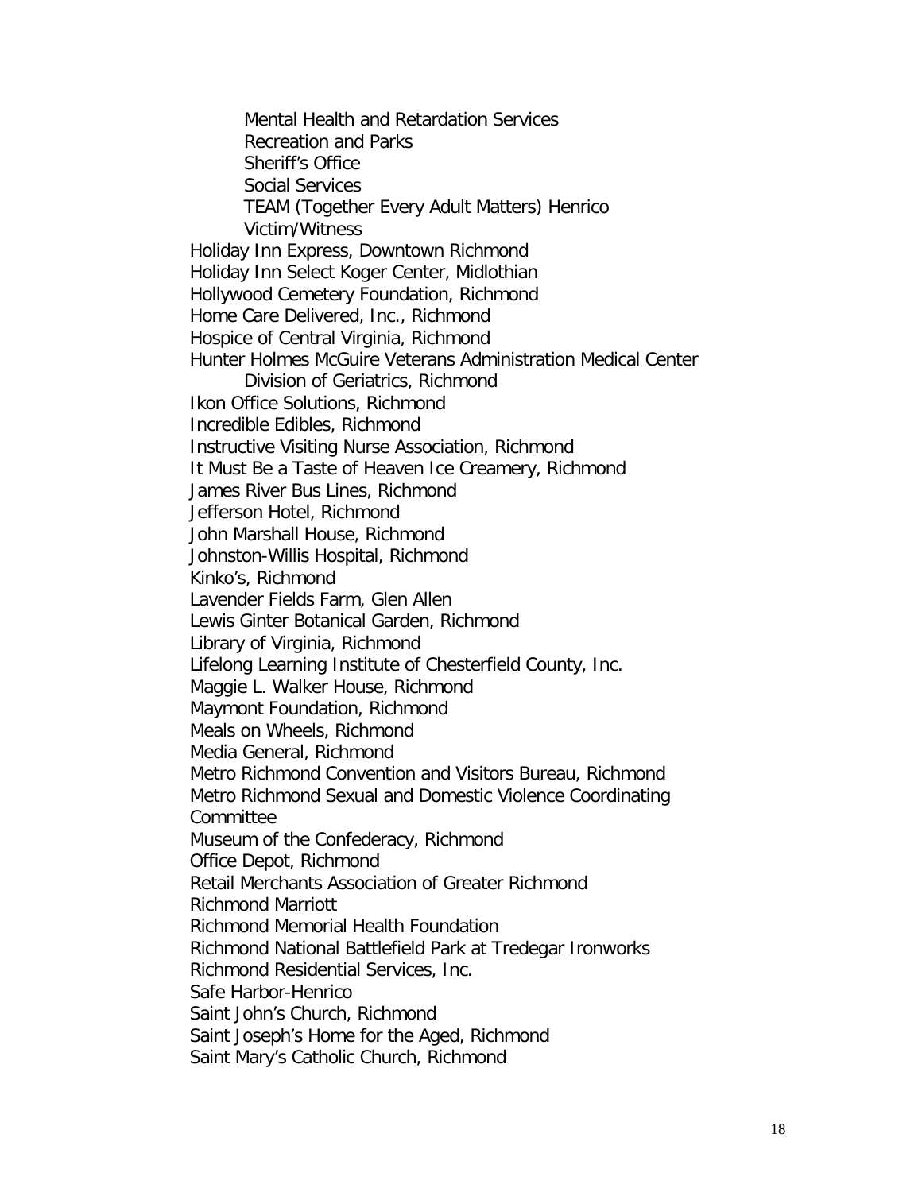- Mental Health and Retardation Services
- Recreation and Parks
- Sheriff's Office
- Social Services
- TEAM (Together Every Adult Matters) Henrico
- Victim/Witness

Holiday Inn Express, Downtown Richmond
Holiday Inn Select Koger Center, Midlothian
Hollywood Cemetery Foundation, Richmond
Home Care Delivered, Inc., Richmond
Hospice of Central Virginia, Richmond
Hunter Holmes McGuire Veterans Administration Medical Center
    Division of Geriatrics, Richmond
Ikon Office Solutions, Richmond
Incredible Edibles, Richmond
Instructive Visiting Nurse Association, Richmond
It Must Be a Taste of Heaven Ice Creamery, Richmond
James River Bus Lines, Richmond
Jefferson Hotel, Richmond
John Marshall House, Richmond
Johnston-Willis Hospital, Richmond
Kinko's, Richmond
Lavender Fields Farm, Glen Allen
Lewis Ginter Botanical Garden, Richmond
Library of Virginia, Richmond
Lifelong Learning Institute of Chesterfield County, Inc.
Maggie L. Walker House, Richmond
Maymont Foundation, Richmond
Meals on Wheels, Richmond
Media General, Richmond
Metro Richmond Convention and Visitors Bureau, Richmond
Metro Richmond Sexual and Domestic Violence Coordinating Committee
Museum of the Confederacy, Richmond
Office Depot, Richmond
Retail Merchants Association of Greater Richmond
Richmond Marriott
Richmond Memorial Health Foundation
Richmond National Battlefield Park at Tredegar Ironworks
Richmond Residential Services, Inc.
Safe Harbor-Henrico
Saint John's Church, Richmond
Saint Joseph's Home for the Aged, Richmond
Saint Mary's Catholic Church, Richmond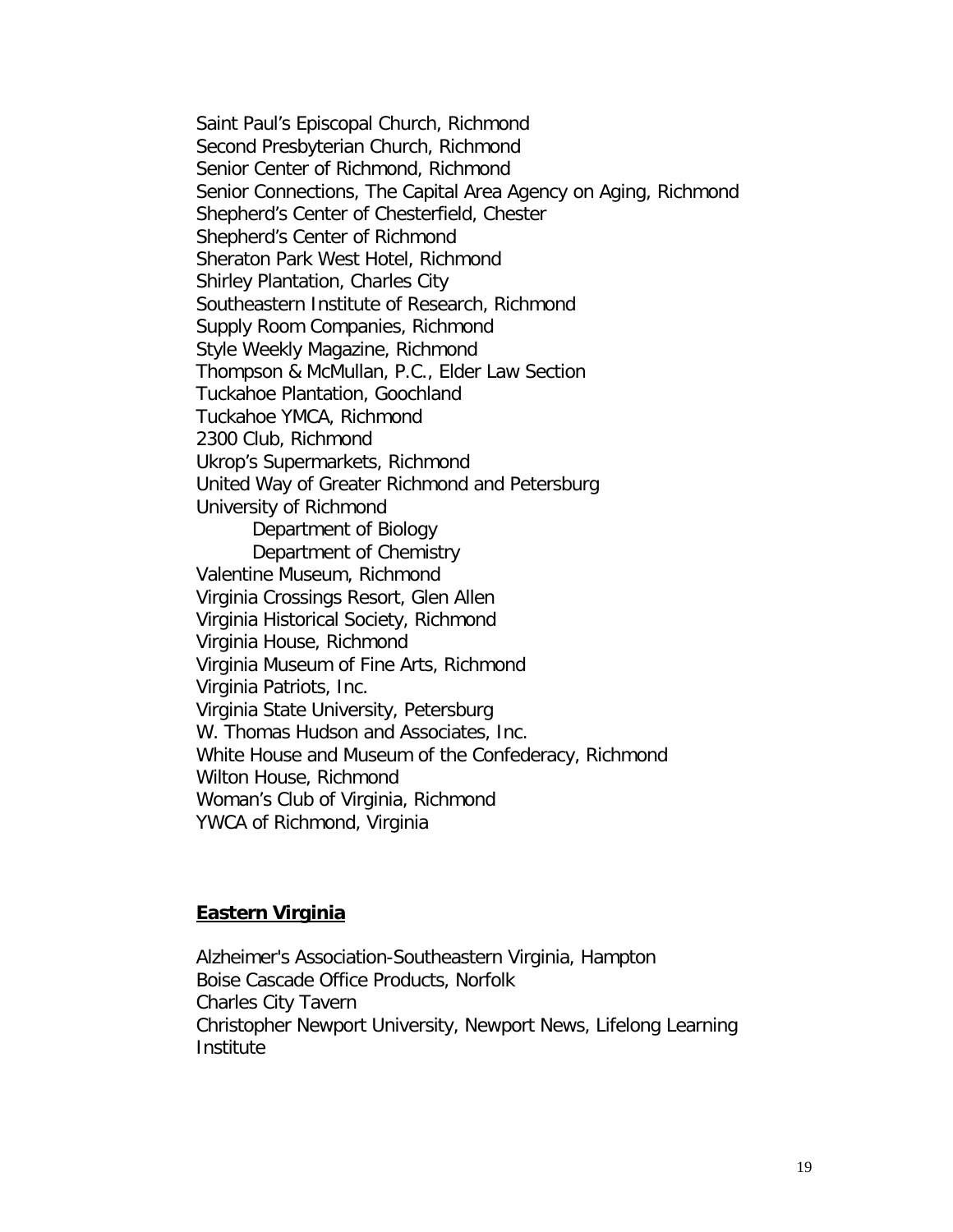Saint Paul's Episcopal Church, Richmond
Second Presbyterian Church, Richmond
Senior Center of Richmond, Richmond
Senior Connections, The Capital Area Agency on Aging, Richmond
Shepherd's Center of Chesterfield, Chester
Shepherd's Center of Richmond
Sheraton Park West Hotel, Richmond
Shirley Plantation, Charles City
Southeastern Institute of Research, Richmond
Supply Room Companies, Richmond
Style Weekly Magazine, Richmond
Thompson & McMullan, P.C., Elder Law Section
Tuckahoe Plantation, Goochland
Tuckahoe YMCA, Richmond
2300 Club, Richmond
Ukrop's Supermarkets, Richmond
United Way of Greater Richmond and Petersburg
University of Richmond
- Department of Biology
- Department of Chemistry

Valentine Museum, Richmond
Virginia Crossings Resort, Glen Allen
Virginia Historical Society, Richmond
Virginia House, Richmond
Virginia Museum of Fine Arts, Richmond
Virginia Patriots, Inc.
Virginia State University, Petersburg
W. Thomas Hudson and Associates, Inc.
White House and Museum of the Confederacy, Richmond
Wilton House, Richmond
Woman's Club of Virginia, Richmond
YWCA of Richmond, Virginia

## Eastern Virginia

Alzheimer's Association-Southeastern Virginia, Hampton
Boise Cascade Office Products, Norfolk
Charles City Tavern
Christopher Newport University, Newport News, Lifelong Learning Institute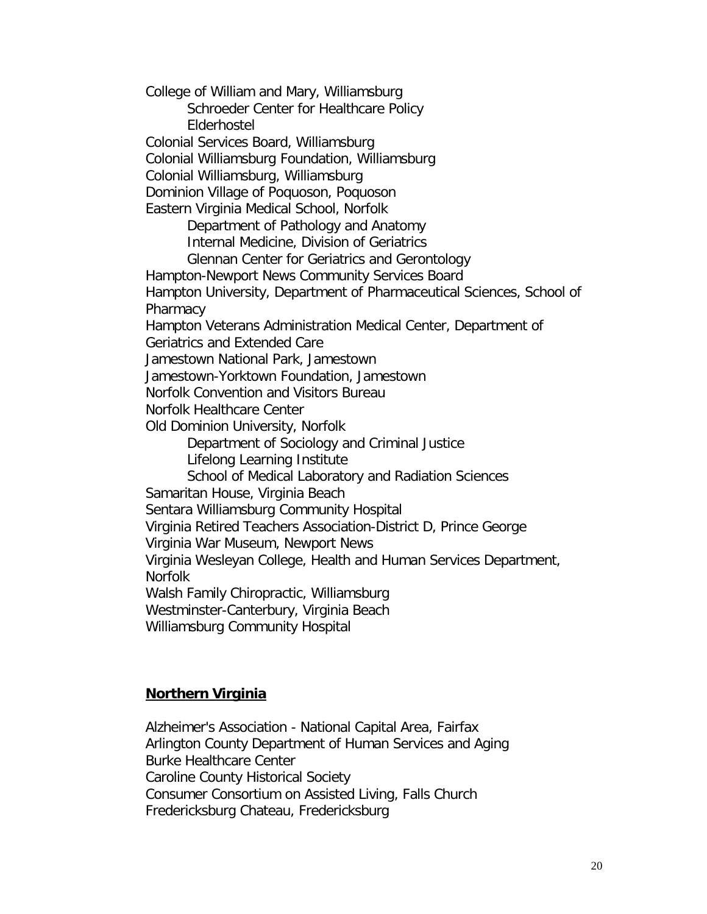College of William and Mary, Williamsburg
- Schroeder Center for Healthcare Policy
- Elderhostel

Colonial Services Board, Williamsburg
Colonial Williamsburg Foundation, Williamsburg
Colonial Williamsburg, Williamsburg
Dominion Village of Poquoson, Poquoson
Eastern Virginia Medical School, Norfolk
- Department of Pathology and Anatomy
- Internal Medicine, Division of Geriatrics
- Glennan Center for Geriatrics and Gerontology

Hampton-Newport News Community Services Board
Hampton University, Department of Pharmaceutical Sciences, School of Pharmacy
Hampton Veterans Administration Medical Center, Department of Geriatrics and Extended Care
Jamestown National Park, Jamestown
Jamestown-Yorktown Foundation, Jamestown
Norfolk Convention and Visitors Bureau
Norfolk Healthcare Center
Old Dominion University, Norfolk
- Department of Sociology and Criminal Justice
- Lifelong Learning Institute
- School of Medical Laboratory and Radiation Sciences

Samaritan House, Virginia Beach
Sentara Williamsburg Community Hospital
Virginia Retired Teachers Association-District D, Prince George
Virginia War Museum, Newport News
Virginia Wesleyan College, Health and Human Services Department, Norfolk
Walsh Family Chiropractic, Williamsburg
Westminster-Canterbury, Virginia Beach
Williamsburg Community Hospital

## Northern Virginia

Alzheimer's Association - National Capital Area, Fairfax
Arlington County Department of Human Services and Aging
Burke Healthcare Center
Caroline County Historical Society
Consumer Consortium on Assisted Living, Falls Church
Fredericksburg Chateau, Fredericksburg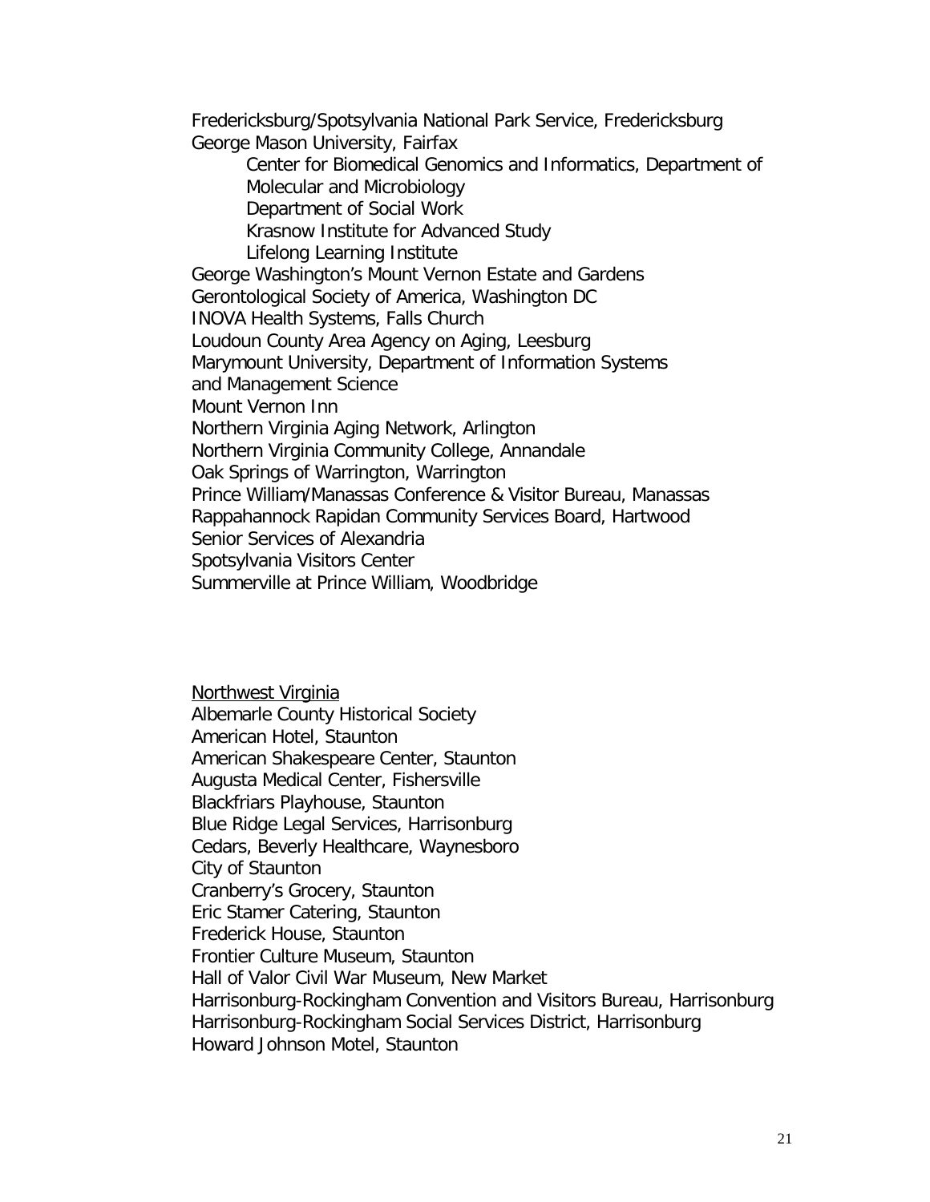Fredericksburg/Spotsylvania National Park Service, Fredericksburg
George Mason University, Fairfax

- Center for Biomedical Genomics and Informatics, Department of Molecular and Microbiology
- Department of Social Work
- Krasnow Institute for Advanced Study
- Lifelong Learning Institute

George Washington's Mount Vernon Estate and Gardens
Gerontological Society of America, Washington DC
INOVA Health Systems, Falls Church
Loudoun County Area Agency on Aging, Leesburg
Marymount University, Department of Information Systems and Management Science
Mount Vernon Inn
Northern Virginia Aging Network, Arlington
Northern Virginia Community College, Annandale
Oak Springs of Warrington, Warrington
Prince William/Manassas Conference & Visitor Bureau, Manassas
Rappahannock Rapidan Community Services Board, Hartwood
Senior Services of Alexandria
Spotsylvania Visitors Center
Summerville at Prince William, Woodbridge

<u>Northwest Virginia</u>

Albemarle County Historical Society
American Hotel, Staunton
American Shakespeare Center, Staunton
Augusta Medical Center, Fishersville
Blackfriars Playhouse, Staunton
Blue Ridge Legal Services, Harrisonburg
Cedars, Beverly Healthcare, Waynesboro
City of Staunton
Cranberry's Grocery, Staunton
Eric Stamer Catering, Staunton
Frederick House, Staunton
Frontier Culture Museum, Staunton
Hall of Valor Civil War Museum, New Market
Harrisonburg-Rockingham Convention and Visitors Bureau, Harrisonburg
Harrisonburg-Rockingham Social Services District, Harrisonburg
Howard Johnson Motel, Staunton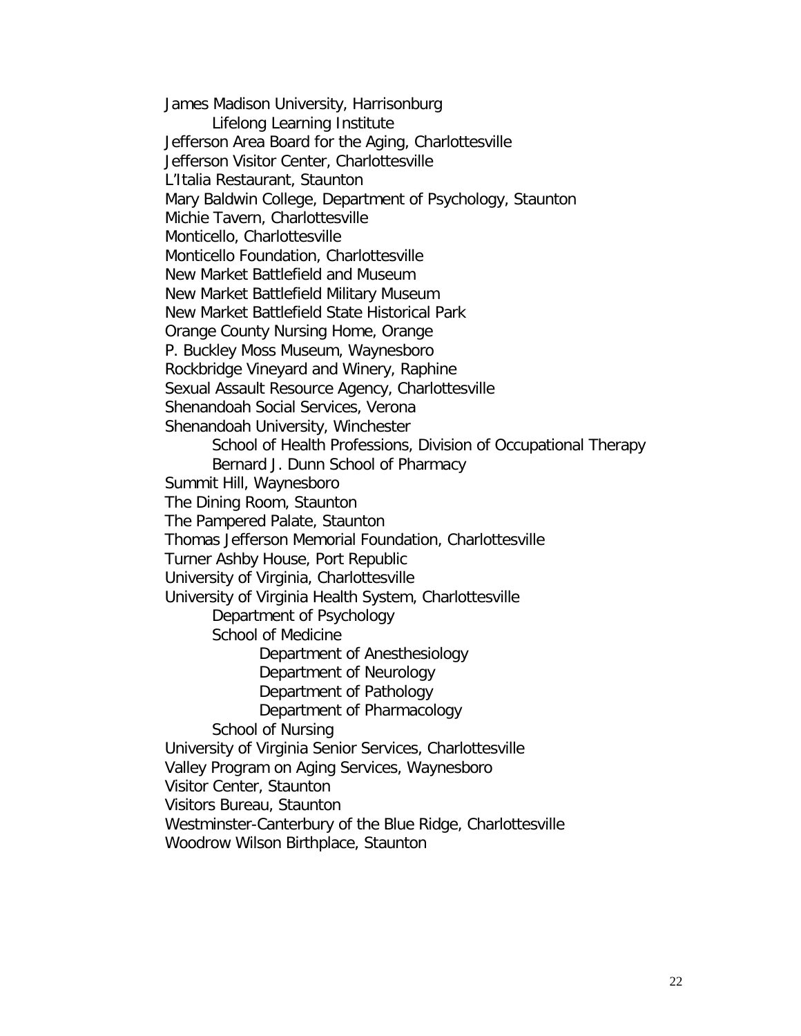James Madison University, Harrisonburg
- Lifelong Learning Institute

Jefferson Area Board for the Aging, Charlottesville
Jefferson Visitor Center, Charlottesville
L'Italia Restaurant, Staunton
Mary Baldwin College, Department of Psychology, Staunton
Michie Tavern, Charlottesville
Monticello, Charlottesville
Monticello Foundation, Charlottesville
New Market Battlefield and Museum
New Market Battlefield Military Museum
New Market Battlefield State Historical Park
Orange County Nursing Home, Orange
P. Buckley Moss Museum, Waynesboro
Rockbridge Vineyard and Winery, Raphine
Sexual Assault Resource Agency, Charlottesville
Shenandoah Social Services, Verona
Shenandoah University, Winchester
- School of Health Professions, Division of Occupational Therapy
- Bernard J. Dunn School of Pharmacy

Summit Hill, Waynesboro
The Dining Room, Staunton
The Pampered Palate, Staunton
Thomas Jefferson Memorial Foundation, Charlottesville
Turner Ashby House, Port Republic
University of Virginia, Charlottesville
University of Virginia Health System, Charlottesville
- Department of Psychology
- School of Medicine
  - Department of Anesthesiology
  - Department of Neurology
  - Department of Pathology
  - Department of Pharmacology
- School of Nursing

University of Virginia Senior Services, Charlottesville
Valley Program on Aging Services, Waynesboro
Visitor Center, Staunton
Visitors Bureau, Staunton
Westminster-Canterbury of the Blue Ridge, Charlottesville
Woodrow Wilson Birthplace, Staunton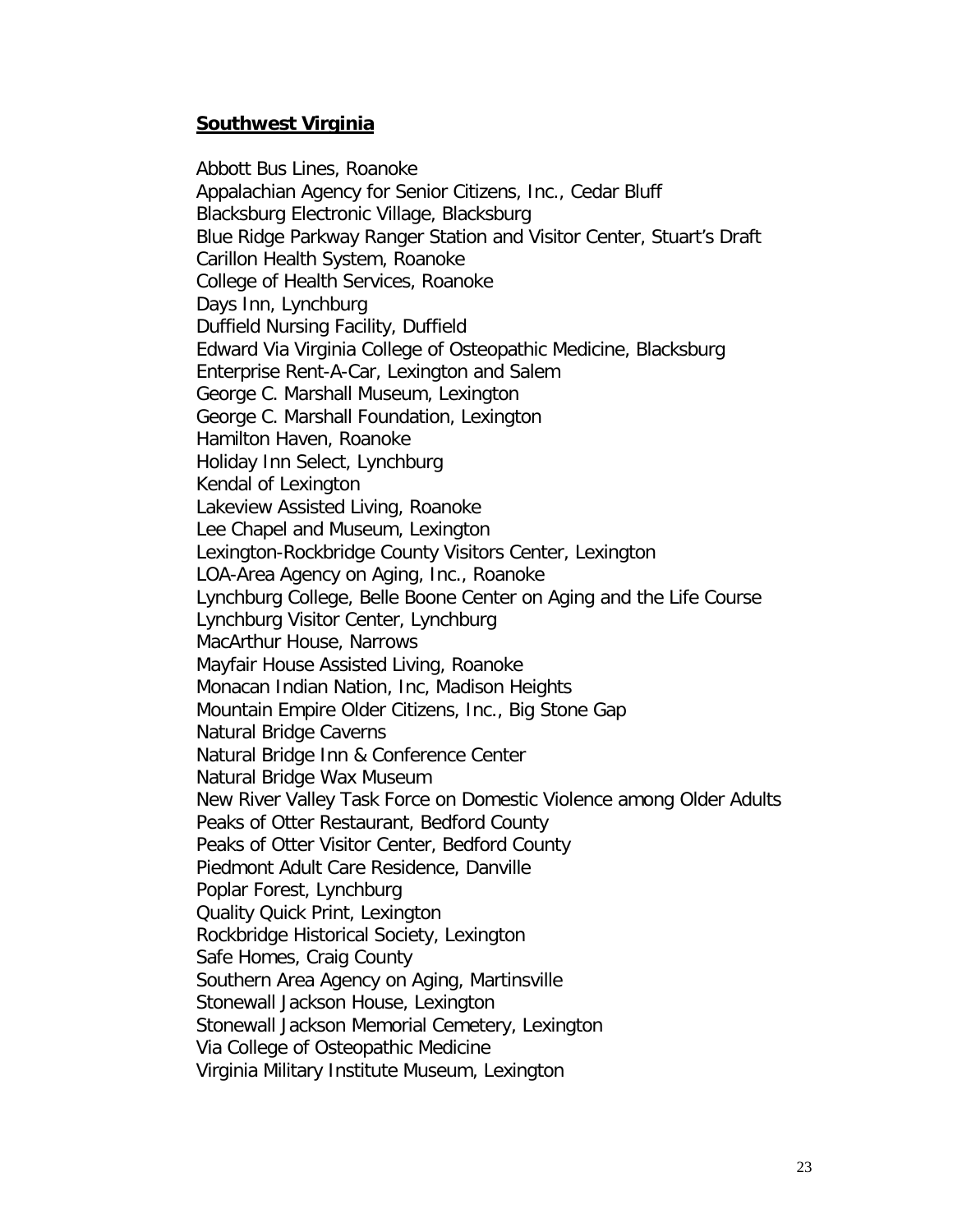## Southwest Virginia

Abbott Bus Lines, Roanoke
Appalachian Agency for Senior Citizens, Inc., Cedar Bluff
Blacksburg Electronic Village, Blacksburg
Blue Ridge Parkway Ranger Station and Visitor Center, Stuart's Draft
Carillon Health System, Roanoke
College of Health Services, Roanoke
Days Inn, Lynchburg
Duffield Nursing Facility, Duffield
Edward Via Virginia College of Osteopathic Medicine, Blacksburg
Enterprise Rent-A-Car, Lexington and Salem
George C. Marshall Museum, Lexington
George C. Marshall Foundation, Lexington
Hamilton Haven, Roanoke
Holiday Inn Select, Lynchburg
Kendal of Lexington
Lakeview Assisted Living, Roanoke
Lee Chapel and Museum, Lexington
Lexington-Rockbridge County Visitors Center, Lexington
LOA-Area Agency on Aging, Inc., Roanoke
Lynchburg College, Belle Boone Center on Aging and the Life Course
Lynchburg Visitor Center, Lynchburg
MacArthur House, Narrows
Mayfair House Assisted Living, Roanoke
Monacan Indian Nation, Inc, Madison Heights
Mountain Empire Older Citizens, Inc., Big Stone Gap
Natural Bridge Caverns
Natural Bridge Inn & Conference Center
Natural Bridge Wax Museum
New River Valley Task Force on Domestic Violence among Older Adults
Peaks of Otter Restaurant, Bedford County
Peaks of Otter Visitor Center, Bedford County
Piedmont Adult Care Residence, Danville
Poplar Forest, Lynchburg
Quality Quick Print, Lexington
Rockbridge Historical Society, Lexington
Safe Homes, Craig County
Southern Area Agency on Aging, Martinsville
Stonewall Jackson House, Lexington
Stonewall Jackson Memorial Cemetery, Lexington
Via College of Osteopathic Medicine
Virginia Military Institute Museum, Lexington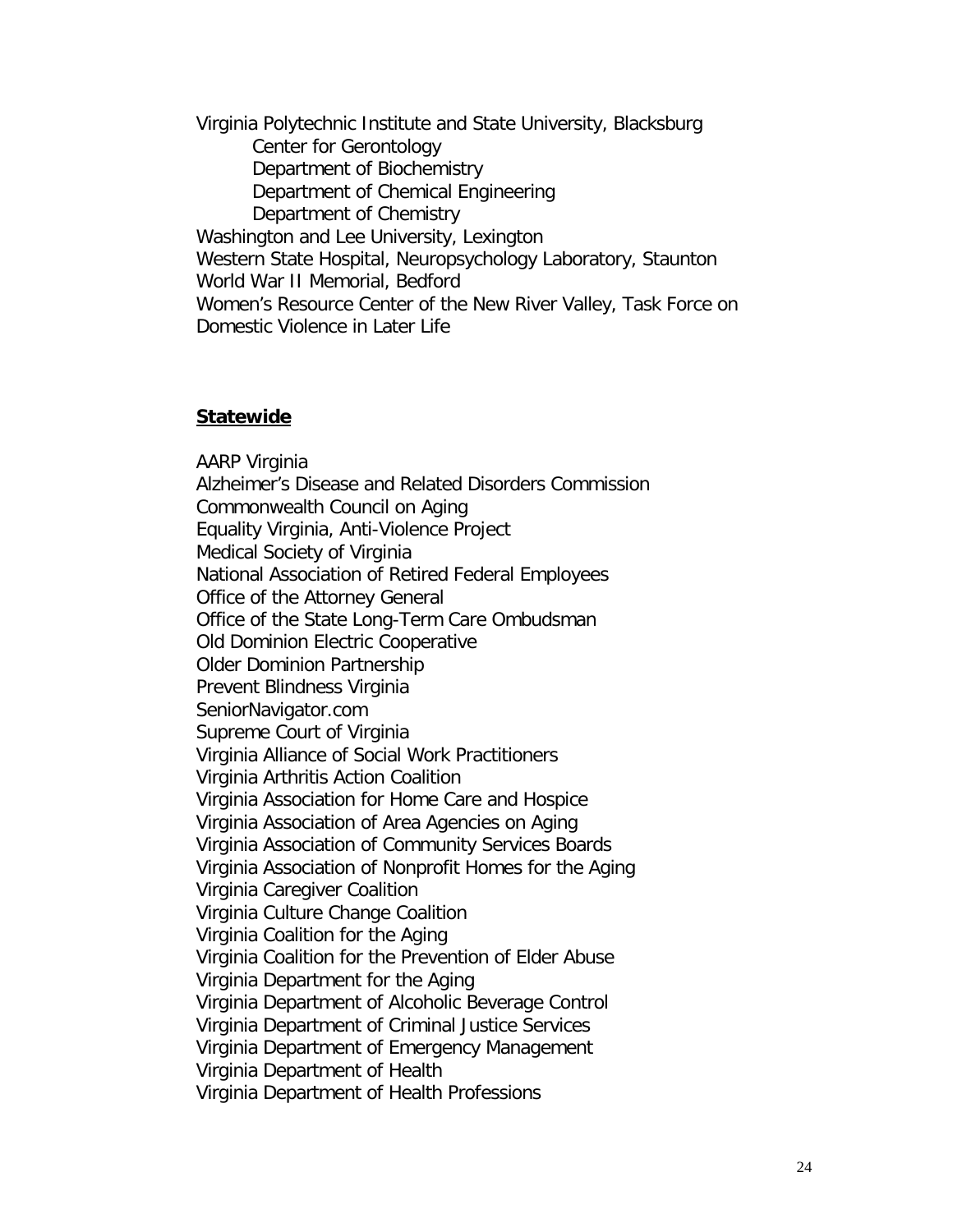Virginia Polytechnic Institute and State University, Blacksburg

- Center for Gerontology
- Department of Biochemistry
- Department of Chemical Engineering
- Department of Chemistry

Washington and Lee University, Lexington
Western State Hospital, Neuropsychology Laboratory, Staunton
World War II Memorial, Bedford
Women's Resource Center of the New River Valley, Task Force on Domestic Violence in Later Life

**<u>Statewide</u>**

AARP Virginia
Alzheimer's Disease and Related Disorders Commission
Commonwealth Council on Aging
Equality Virginia, Anti-Violence Project
Medical Society of Virginia
National Association of Retired Federal Employees
Office of the Attorney General
Office of the State Long-Term Care Ombudsman
Old Dominion Electric Cooperative
Older Dominion Partnership
Prevent Blindness Virginia
SeniorNavigator.com
Supreme Court of Virginia
Virginia Alliance of Social Work Practitioners
Virginia Arthritis Action Coalition
Virginia Association for Home Care and Hospice
Virginia Association of Area Agencies on Aging
Virginia Association of Community Services Boards
Virginia Association of Nonprofit Homes for the Aging
Virginia Caregiver Coalition
Virginia Culture Change Coalition
Virginia Coalition for the Aging
Virginia Coalition for the Prevention of Elder Abuse
Virginia Department for the Aging
Virginia Department of Alcoholic Beverage Control
Virginia Department of Criminal Justice Services
Virginia Department of Emergency Management
Virginia Department of Health
Virginia Department of Health Professions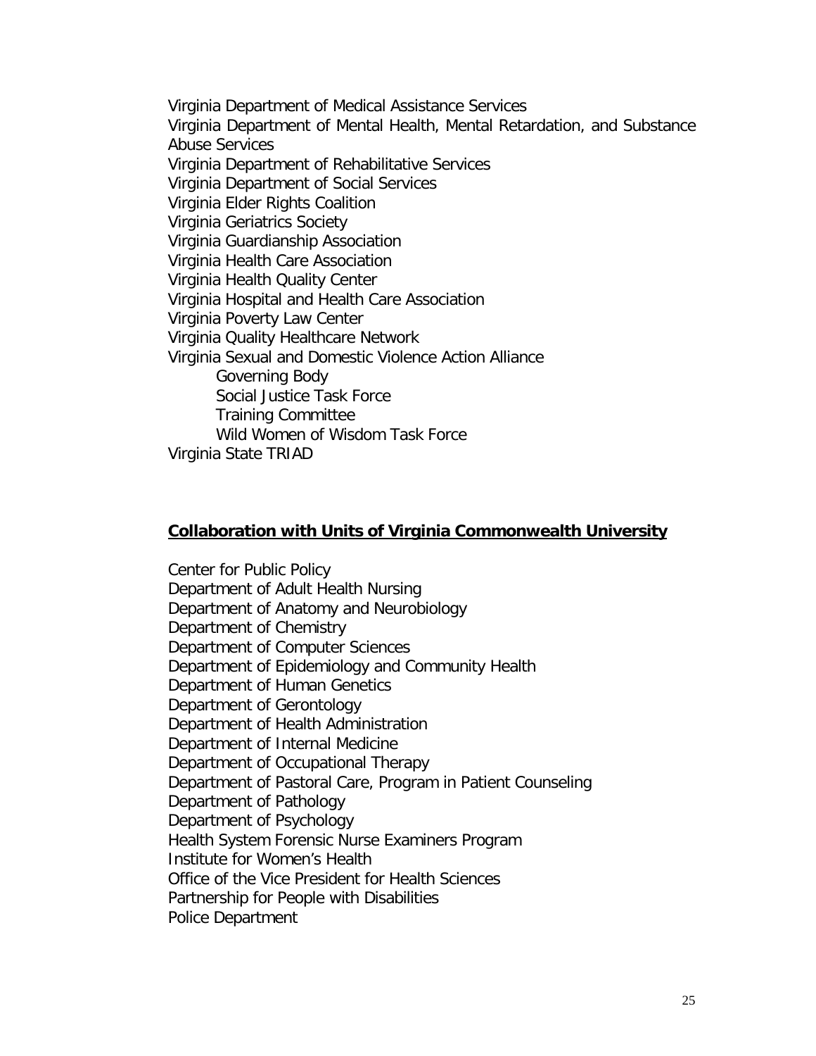Virginia Department of Medical Assistance Services
Virginia Department of Mental Health, Mental Retardation, and Substance Abuse Services
Virginia Department of Rehabilitative Services
Virginia Department of Social Services
Virginia Elder Rights Coalition
Virginia Geriatrics Society
Virginia Guardianship Association
Virginia Health Care Association
Virginia Health Quality Center
Virginia Hospital and Health Care Association
Virginia Poverty Law Center
Virginia Quality Healthcare Network
Virginia Sexual and Domestic Violence Action Alliance
- Governing Body
- Social Justice Task Force
- Training Committee
- Wild Women of Wisdom Task Force

Virginia State TRIAD

**Collaboration with Units of Virginia Commonwealth University**

Center for Public Policy
Department of Adult Health Nursing
Department of Anatomy and Neurobiology
Department of Chemistry
Department of Computer Sciences
Department of Epidemiology and Community Health
Department of Human Genetics
Department of Gerontology
Department of Health Administration
Department of Internal Medicine
Department of Occupational Therapy
Department of Pastoral Care, Program in Patient Counseling
Department of Pathology
Department of Psychology
Health System Forensic Nurse Examiners Program
Institute for Women's Health
Office of the Vice President for Health Sciences
Partnership for People with Disabilities
Police Department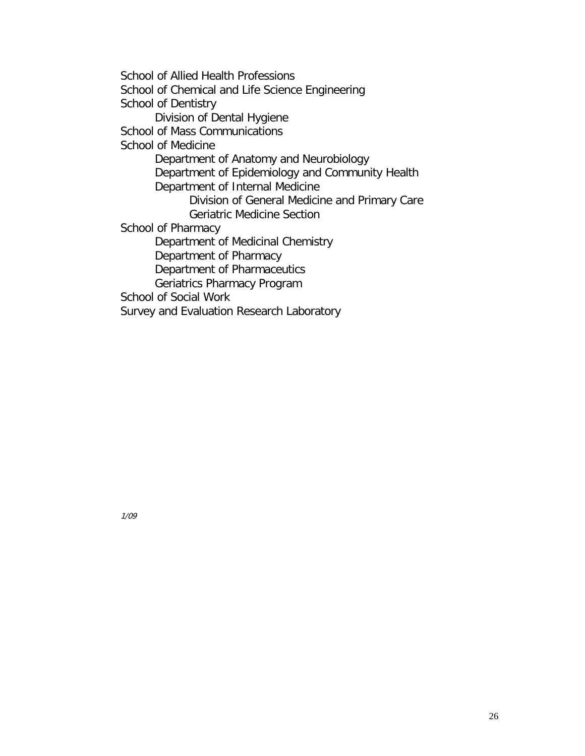School of Allied Health Professions
School of Chemical and Life Science Engineering
School of Dentistry
- Division of Dental Hygiene

School of Mass Communications
School of Medicine
- Department of Anatomy and Neurobiology
- Department of Epidemiology and Community Health
- Department of Internal Medicine
  - Division of General Medicine and Primary Care
  - Geriatric Medicine Section

School of Pharmacy
- Department of Medicinal Chemistry
- Department of Pharmacy
- Department of Pharmaceutics
- Geriatrics Pharmacy Program

School of Social Work
Survey and Evaluation Research Laboratory

*1/09*